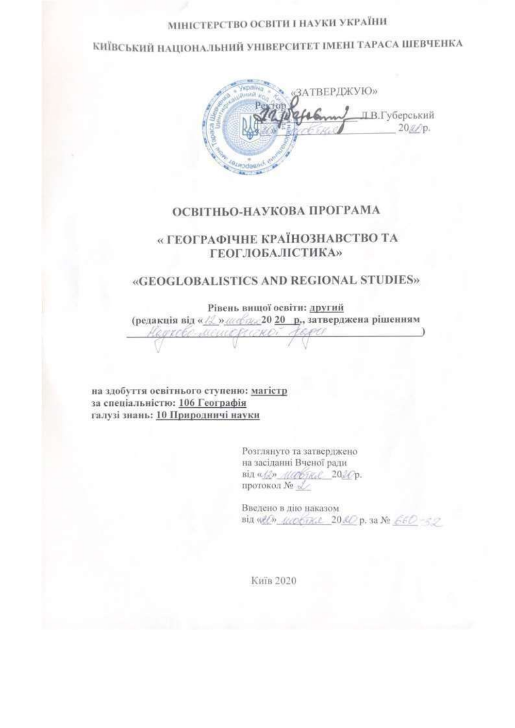МІНІСТЕРСТВО ОСВІТИ І НАУКИ УКРАЇНИ

КИЇВСЬКИЙ НАЦІОНАЛЬНИЙ УНІВЕРСИТЕТ ІМЕНІ ТАРАСА ШЕВЧЕНКА

«ЗАТВЕРДЖУЮ»
Ректор _______________ Л.В.Губерський
«20» жовтня 2020р.

# ОСВІТНЬО-НАУКОВА ПРОГРАМА

## « ГЕОГРАФІЧНЕ КРАЇНОЗНАВСТВО ТА ГЕОГЛОБАЛІСТИКА»

## «GEOGLOBALISTICS AND REGIONAL STUDIES»

**Рівень вищої освіти: другий**
**(редакція від «12» жовтня 2020 р., затверджена рішенням** Науково-методичної ради **)**

**на здобуття освітнього ступеню: магістр**
**за спеціальністю: 106 Географія**
**галузі знань: 10 Природничі науки**

Розглянуто та затверджено
на засіданні Вченої ради
від «12» жовтня 2020р.
протокол № 2

Введено в дію наказом
від «20» жовтня 2020 р. за № 660-32

Київ 2020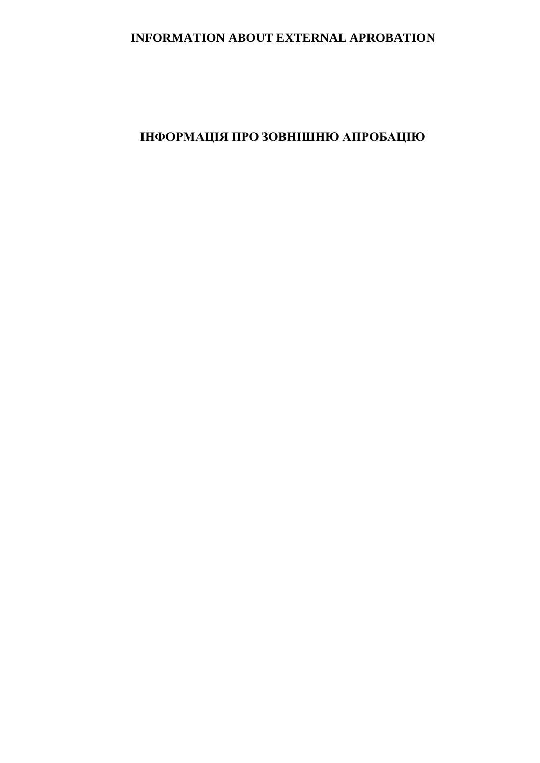# INFORMATION ABOUT EXTERNAL APROBATION

# ІНФОРМАЦІЯ ПРО ЗОВНІШНЮ АПРОБАЦІЮ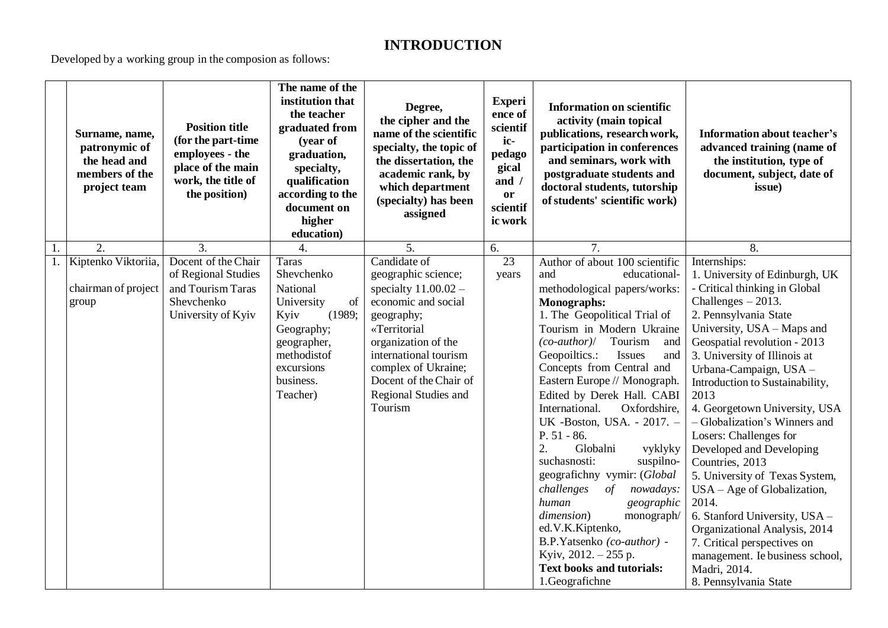# INTRODUCTION

Developed by a working group in the composion as follows:

| | Surname, name, patronymic of the head and members of the project team | Position title (for the part-time employees - the place of the main work, the title of the position) | The name of the institution that the teacher graduated from (year of graduation, specialty, qualification according to the document on higher education) | Degree, the cipher and the name of the scientific specialty, the topic of the dissertation, the academic rank, by which department (specialty) has been assigned | Experience of scientific-pedagogical and / or scientific work | Information on scientific activity (main topical publications, research work, participation in conferences and seminars, work with postgraduate students and doctoral students, tutorship of students' scientific work) | Information about teacher's advanced training (name of the institution, type of document, subject, date of issue) |
|---|---|---|---|---|---|---|---|
| 1. | 2. | 3. | 4. | 5. | 6. | 7. | 8. |
| 1. | Kiptenko Viktoriia, chairman of project group | Docent of the Chair of Regional Studies and Tourism Taras Shevchenko University of Kyiv | Taras Shevchenko National University of Kyiv (1989; Geography; geographer, methodistof excursions business. Teacher) | Candidate of geographic science; specialty 11.00.02 – economic and social geography; «Territorial organization of the international tourism complex of Ukraine; Docent of the Chair of Regional Studies and Tourism | 23 years | Author of about 100 scientific and educational-methodological papers/works: **Monographs:** 1. The Geopolitical Trial of Tourism in Modern Ukraine *(co-author)*/ Tourism and Geopoiltics.: Issues and Concepts from Central and Eastern Europe // Monograph. Edited by Derek Hall. CABI International. Oxfordshire, UK -Boston, USA. - 2017. – P. 51 - 86. 2. Globalni vyklyky suchasnosti: suspilno-geografichny vymir: (*Global challenges of nowadays: human geographic dimension*) monograph/ ed.V.K.Kiptenko, B.P.Yatsenko *(co-author)* - Kyiv, 2012. – 255 p. **Text books and tutorials:** 1.Geografichne | Internships: 1. University of Edinburgh, UK - Critical thinking in Global Challenges – 2013. 2. Pennsylvania State University, USA – Maps and Geospatial revolution - 2013 3. University of Illinois at Urbana-Campaign, USA – Introduction to Sustainability, 2013 4. Georgetown University, USA – Globalization's Winners and Losers: Challenges for Developed and Developing Countries, 2013 5. University of Texas System, USA – Age of Globalization, 2014. 6. Stanford University, USA – Organizational Analysis, 2014 7. Critical perspectives on management. Ie business school, Madri, 2014. 8. Pennsylvania State |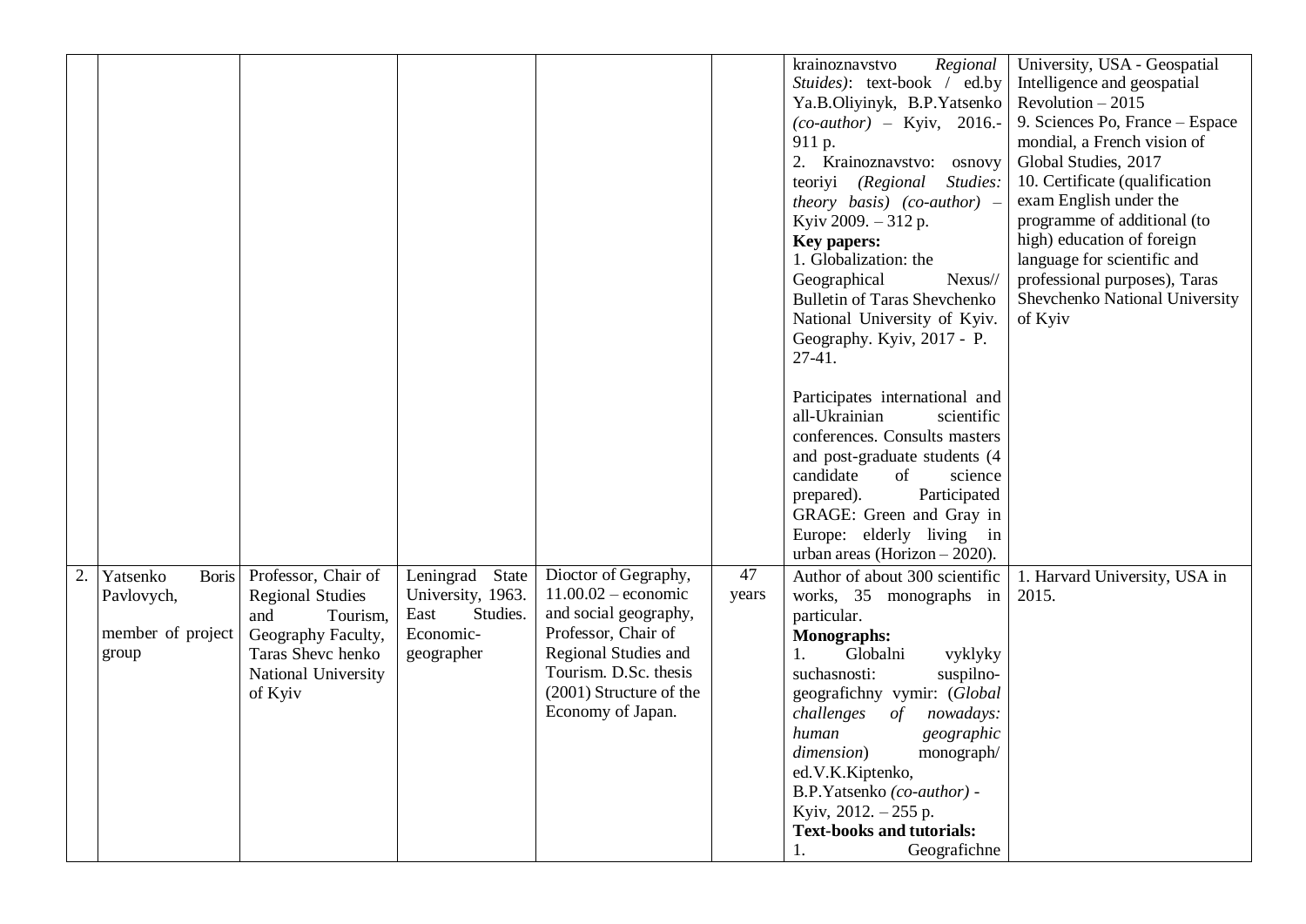| | | | | | | | |
|---|---|---|---|---|---|---|---|
| | | | | | | krainoznavstvo *Regional Stuides)*: text-book / ed.by Ya.B.Oliyinyk, B.P.Yatsenko *(co-author)* – Kyiv, 2016.- 911 p.<br>2. Krainoznavstvo: osnovy teoriyi *(Regional Studies: theory basis) (co-author)* – Kyiv 2009. – 312 p.<br>**Key papers:**<br>1. Globalization: the Geographical Nexus// Bulletin of Taras Shevchenko National University of Kyiv. Geography. Kyiv, 2017 - P. 27-41.<br><br>Participates international and all-Ukrainian scientific conferences. Consults masters and post-graduate students (4 candidate of science prepared). Participated GRAGE: Green and Gray in Europe: elderly living in urban areas (Horizon – 2020). | University, USA - Geospatial Intelligence and geospatial Revolution – 2015<br>9. Sciences Po, France – Espace mondial, a French vision of Global Studies, 2017<br>10. Certificate (qualification exam English under the programme of additional (to high) education of foreign language for scientific and professional purposes), Taras Shevchenko National University of Kyiv |
| 2. | Yatsenko Boris Pavlovych,<br><br>member of project group | Professor, Chair of Regional Studies and Tourism, Geography Faculty, Taras Shevc henko National University of Kyiv | Leningrad State University, 1963. East Studies. Economic-geographer | Dioctor of Gegraphy, 11.00.02 – economic and social geography, Professor, Chair of Regional Studies and Tourism. D.Sc. thesis (2001) Structure of the Economy of Japan. | 47 years | Author of about 300 scientific works, 35 monographs in particular.<br>**Monographs:**<br>1. Globalni vyklyky suchasnosti: suspilno-geografichny vymir: (*Global challenges of nowadays: human geographic dimension*) monograph/ ed.V.K.Kiptenko, B.P.Yatsenko *(co-author)* - Kyiv, 2012. – 255 p.<br>**Text-books and tutorials:**<br>1. Geografichne | 1. Harvard University, USA in 2015. |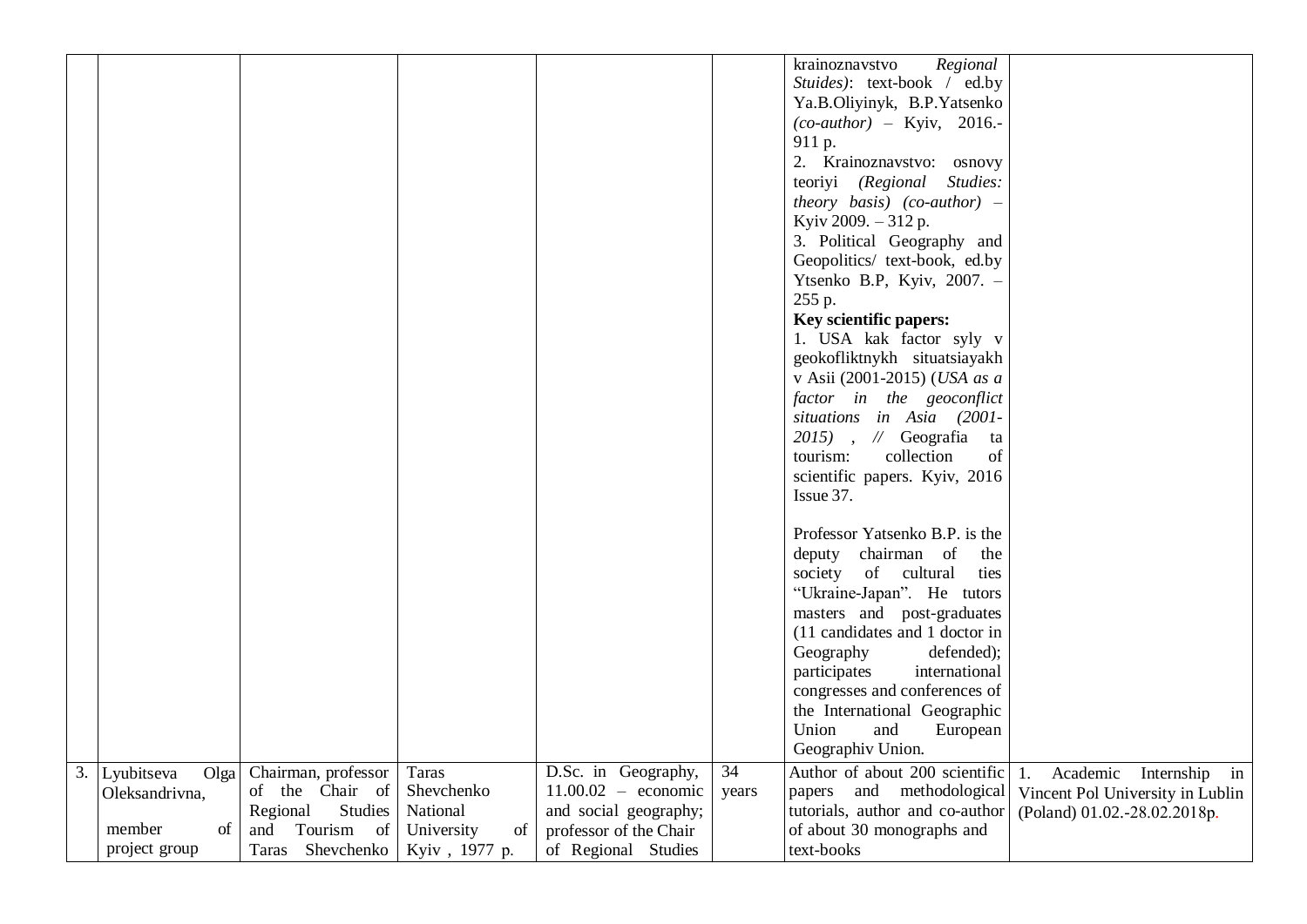| | | | | | | | |
|---|---|---|---|---|---|---|---|
| | | | | | | krainoznavstvo *Regional Stuides)*: text-book / ed.by Ya.B.Oliyinyk, B.P.Yatsenko *(co-author)* – Kyiv, 2016.- 911 p.<br>2. Krainoznavstvo: osnovy teoriyi *(Regional Studies: theory basis) (co-author)* – Kyiv 2009. – 312 p.<br>3. Political Geography and Geopolitics/ text-book, ed.by Ytsenko B.P, Kyiv, 2007. – 255 p.<br>**Key scientific papers:**<br>1. USA kak factor syly v geokofliktnykh situatsiayakh v Asii (2001-2015) (*USA as a factor in the geoconflict situations in Asia (2001-2015)* , // Geografia ta tourism: collection of scientific papers. Kyiv, 2016 Issue 37.<br><br>Professor Yatsenko B.P. is the deputy chairman of the society of cultural ties "Ukraine-Japan". He tutors masters and post-graduates (11 candidates and 1 doctor in Geography defended); participates international congresses and conferences of the International Geographic Union and European Geographiv Union. | |
| 3. | Lyubitseva Olga Oleksandrivna,<br><br>member of project group | Chairman, professor of the Chair of Regional Studies and Tourism of Taras Shevchenko | Taras Shevchenko National University of Kyiv , 1977 p. | D.Sc. in Geography, 11.00.02 – economic and social geography; professor of the Chair of Regional Studies | 34 years | Author of about 200 scientific papers and methodological tutorials, author and co-author of about 30 monographs and text-books | 1. Academic Internship in Vincent Pol University in Lublin (Poland) 01.02.-28.02.2018p. |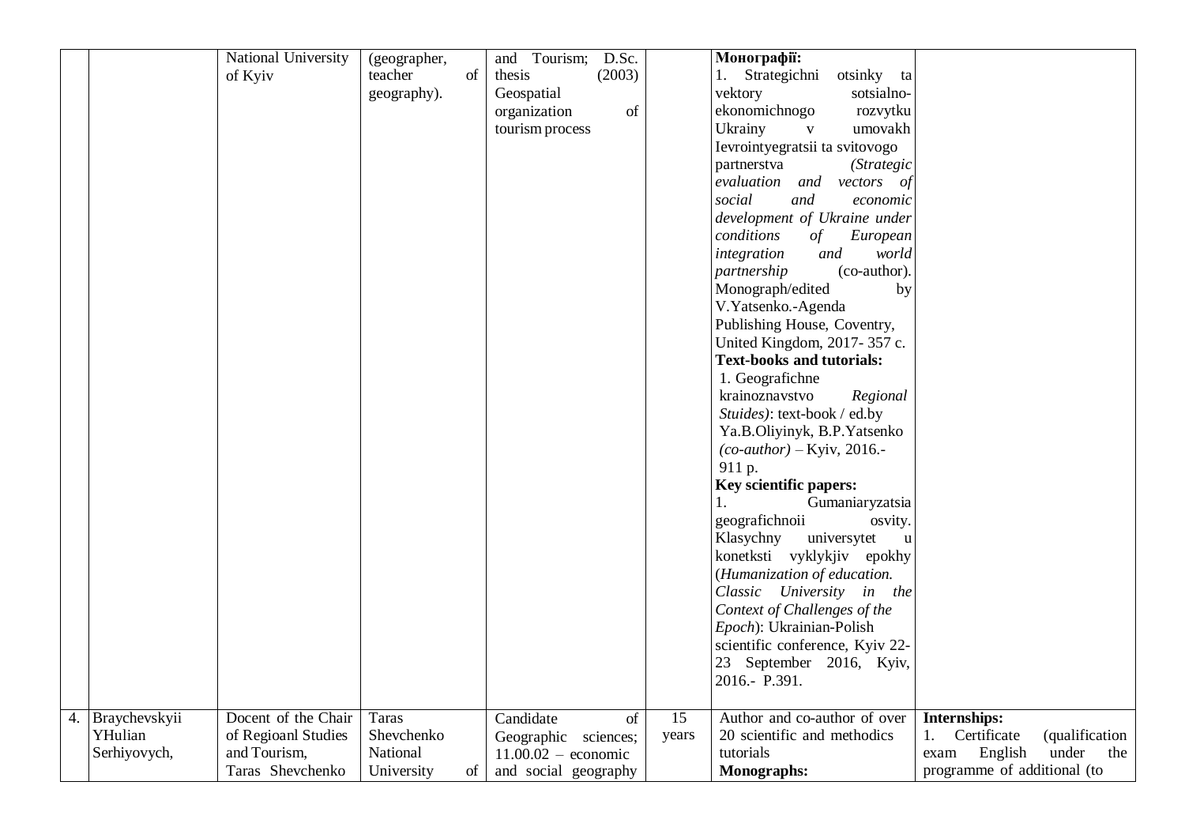| | | | | | | | |
|---|---|---|---|---|---|---|---|
| | | National University of Kyiv | (geographer, teacher of geography). | and Tourism; D.Sc. thesis (2003) Geospatial organization of tourism process | | **Монографії:**<br>1. Strategichni otsinky ta vektory sotsialno-ekonomichnogo rozvytku Ukrainy v umovakh Ievrointyegratsii ta svitovogo partnerstva *(Strategic evaluation and vectors of social and economic development of Ukraine under conditions of European integration and world partnership* (co-author). Monograph/edited by V.Yatsenko.-Agenda Publishing House, Coventry, United Kingdom, 2017- 357 c.<br>**Text-books and tutorials:**<br>1. Geografichne krainoznavstvo *Regional Stuides)*: text-book / ed.by Ya.B.Oliyinyk, B.P.Yatsenko *(co-author)* – Kyiv, 2016.- 911 p.<br>**Key scientific papers:**<br>1. Gumaniaryzatsia geografichnoii osvity. Klasychny universytet u konetksti vyklykjiv epokhy (*Humanization of education. Classic University in the Context of Challenges of the Epoch*): Ukrainian-Polish scientific conference, Kyiv 22-23 September 2016, Kyiv, 2016.- P.391. | |
| 4. | Braychevskyii YHulian Serhiyovych, | Docent of the Chair of Regioanl Studies and Tourism, Taras Shevchenko | Taras Shevchenko National University of | Candidate of Geographic sciences; 11.00.02 – economic and social geography | 15 years | Author and co-author of over 20 scientific and methodics tutorials<br>**Monographs:** | **Internships:**<br>1. Certificate (qualification exam English under the programme of additional (to |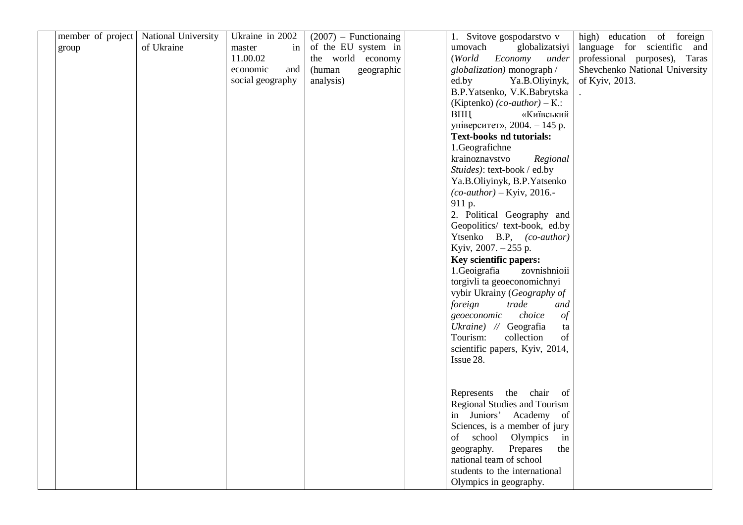| | | | | | | | |
|---|---|---|---|---|---|---|---|
| | member of project group | National University of Ukraine | Ukraine in 2002 master in 11.00.02 economic and social geography | (2007) – Functionaing of the EU system in the world economy (human geographic analysis) | | 1. Svitove gospodarstvo v umovach globalizatsiyi (*World Economy under globalization)* monograph / ed.by Ya.B.Oliyinyk, B.P.Yatsenko, V.K.Babrytska (Kiptenko) *(co-author)* – K.: ВПЦ «Київський університет», 2004. – 145 p.<br>**Text-books nd tutorials:**<br>1.Geografichne krainoznavstvo *Regional Stuides)*: text-book / ed.by Ya.B.Oliyinyk, B.P.Yatsenko *(co-author)* – Kyiv, 2016.- 911 p.<br>2. Political Geography and Geopolitics/ text-book, ed.by Ytsenko B.P, *(co-author)* Kyiv, 2007. – 255 p.<br>**Key scientific papers:**<br>1.Geoigrafia zovnishnioii torgivli ta geoeconomichnyi vybir Ukrainy (*Geography of foreign trade and geoeconomic choice of Ukraine) //* Geografia ta Tourism: collection of scientific papers, Kyiv, 2014, Issue 28.<br><br>Represents the chair of Regional Studies and Tourism in Juniors' Academy of Sciences, is a member of jury of school Olympics in geography. Prepares the national team of school students to the international Olympics in geography. | high) education of foreign language for scientific and professional purposes), Taras Shevchenko National University of Kyiv, 2013.<br>. |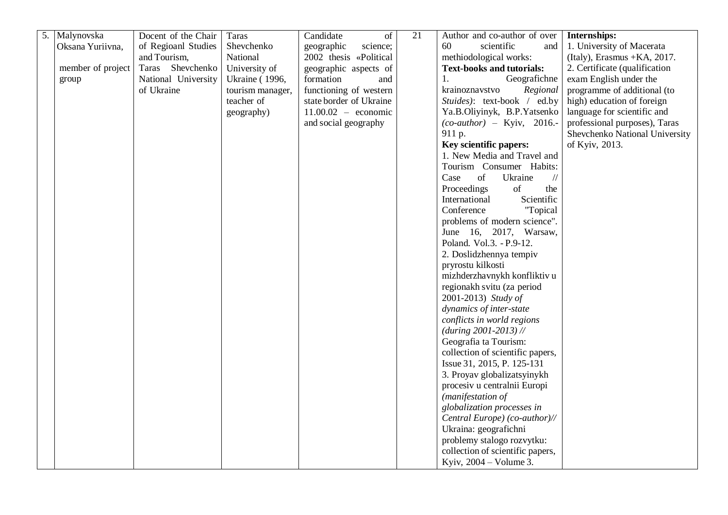| 5. | Malynovska Oksana Yuriivna, member of project group | Docent of the Chair of Regioanl Studies and Tourism, Taras Shevchenko National University of Ukraine | Taras Shevchenko National University of Ukraine ( 1996, tourism manager, teacher of geography) | Candidate of geographic science; 2002 thesis «Political geographic aspects of formation and functioning of western state border of Ukraine 11.00.02 – economic and social geography | 21 | Author and co-author of over 60 scientific and methiodological works:<br>**Text-books and tutorials:**<br>1. Geografichne krainoznavstvo *Regional Stuides)*: text-book / ed.by Ya.B.Oliyinyk, B.P.Yatsenko *(co-author)* – Kyiv, 2016.- 911 p.<br>**Key scientific papers:**<br>1. New Media and Travel and Tourism Consumer Habits: Case of Ukraine // Proceedings of the International Scientific Conference "Topical problems of modern science". June 16, 2017, Warsaw, Poland. Vol.3. - P.9-12.<br>2. Doslidzhennya tempiv pryrostu kilkosti mizhderzhavnykh konfliktiv u regionakh svitu (za period 2001-2013) *Study of dynamics of inter-state conflicts in world regions (during 2001-2013) //* Geografia ta Tourism: collection of scientific papers, Issue 31, 2015, P. 125-131<br>3. Proyav globalizatsyinykh procesiv u centralnii Europi *(manifestation of globalization processes in Central Europe) (co-author)//* Ukraina: geografichni problemy stalogo rozvytku: collection of scientific papers, Kyiv, 2004 – Volume 3. | **Internships:**<br>1. University of Macerata (Italy), Erasmus +KA, 2017.<br>2. Certificate (qualification exam English under the programme of additional (to high) education of foreign language for scientific and professional purposes), Taras Shevchenko National University of Kyiv, 2013. |
|---|---|---|---|---|---|---|---|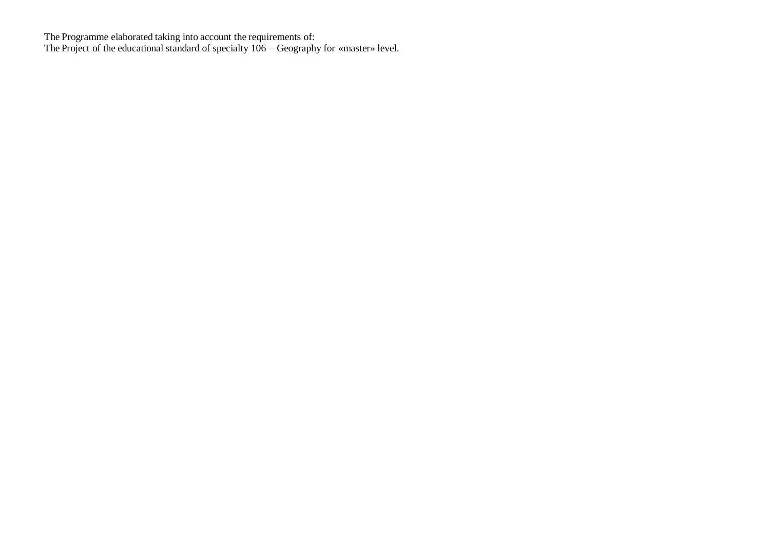The Programme elaborated taking into account the requirements of:
The Project of the educational standard of specialty 106 – Geography for «master» level.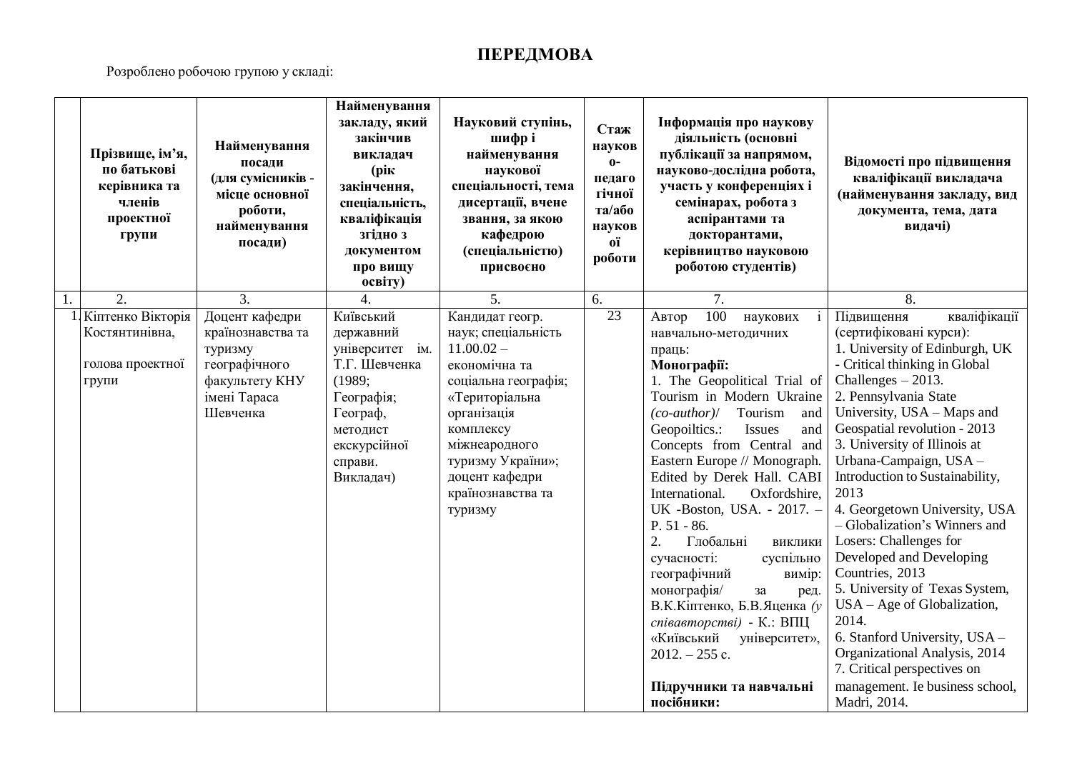# ПЕРЕДМОВА

Розроблено робочою групою у складі:

| | Прізвище, ім'я, по батькові керівника та членів проектної групи | Найменування посади (для сумісників - місце основної роботи, найменування посади) | Найменування закладу, який закінчив викладач (рік закінчення, спеціальність, кваліфікація згідно з документом про вищу освіту) | Науковий ступінь, шифр і найменування наукової спеціальності, тема дисертації, вчене звання, за якою кафедрою (спеціальністю) присвоєно | Стаж науково-педагогічної та/або наукової роботи | Інформація про наукову діяльність (основні публікації за напрямом, науково-дослідна робота, участь у конференціях і семінарах, робота з аспірантами та докторантами, керівництво науковою роботою студентів) | Відомості про підвищення кваліфікації викладача (найменування закладу, вид документа, тема, дата видачі) |
|---|---|---|---|---|---|---|---|
| 1. | 2. | 3. | 4. | 5. | 6. | 7. | 8. |
| 1. | Кіптенко Вікторія Костянтинівна, голова проектної групи | Доцент кафедри країнознавства та туризму географічного факультету КНУ імені Тараса Шевченка | Київський державний університет ім. Т.Г. Шевченка (1989; Географія; Географ, методист екскурсійної справи. Викладач) | Кандидат геогр. наук; спеціальність 11.00.02 – економічна та соціальна географія; «Територіальна організація комплексу міжнеародного туризму України»; доцент кафедри країнознавства та туризму | 23 | Автор 100 наукових і навчально-методичних праць:<br>**Монографії:**<br>1. The Geopolitical Trial of Tourism in Modern Ukraine *(co-author)*/ Tourism and Geopoiltics.: Issues and Concepts from Central and Eastern Europe // Monograph. Edited by Derek Hall. CABI International. Oxfordshire, UK -Boston, USA. - 2017. – P. 51 - 86.<br>2. Глобальні виклики сучасності: суспільно географічний вимір: монографія/ за ред. В.К.Кіптенко, Б.В.Яценка *(у співавторстві)* - К.: ВПЦ «Київський університет», 2012. – 255 с.<br><br>**Підручники та навчальні посібники:** | Підвищення кваліфікації (сертифіковані курси):<br>1. University of Edinburgh, UK - Critical thinking in Global Challenges – 2013.<br>2. Pennsylvania State University, USA – Maps and Geospatial revolution - 2013<br>3. University of Illinois at Urbana-Campaign, USA – Introduction to Sustainability, 2013<br>4. Georgetown University, USA – Globalization's Winners and Losers: Challenges for Developed and Developing Countries, 2013<br>5. University of Texas System, USA – Age of Globalization, 2014.<br>6. Stanford University, USA – Organizational Analysis, 2014<br>7. Critical perspectives on management. Ie business school, Madri, 2014. |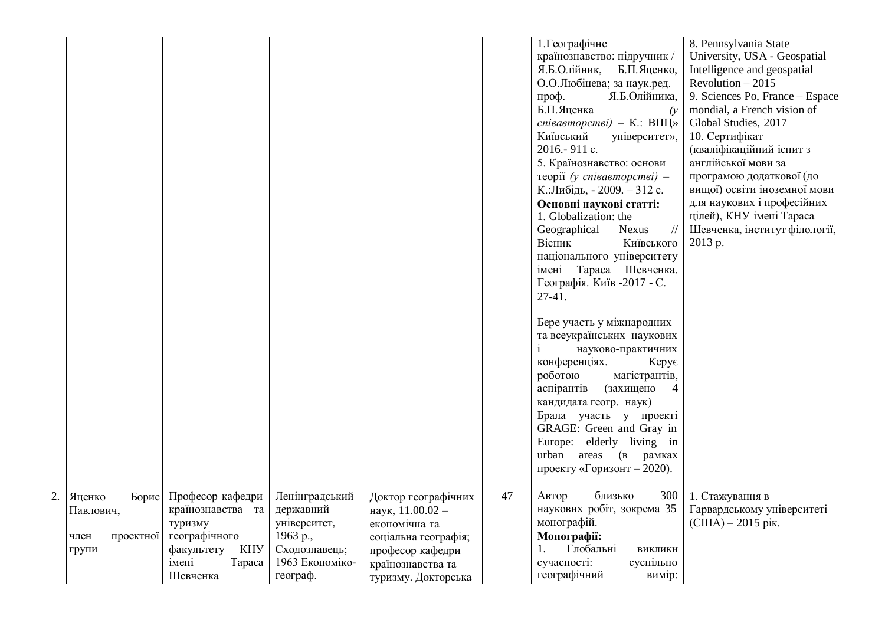| | | | | | | | |
|---|---|---|---|---|---|---|---|
| | | | | | | 1.Географічне країнознавство: підручник / Я.Б.Олійник, Б.П.Яценко, О.О.Любіцева; за наук.ред. проф. Я.Б.Олійника, Б.П.Яценка *(у співавторстві)* – К.: ВПЦ» Київський університет», 2016.- 911 с.<br>5. Країнознавство: основи теорії *(у співавторстві)* – К.:Либідь, - 2009. – 312 с.<br>**Основні наукові статті:**<br>1. Globalization: the Geographical Nexus // Вісник Київського національного університету імені Тараса Шевченка. Географія. Київ -2017 - С. 27-41.<br><br>Бере участь у міжнародних та всеукраїнських наукових і науково-практичних конференціях. Керує роботою магістрантів, аспірантів (захищено 4 кандидата геогр. наук)<br>Брала участь у проекті GRAGE: Green and Gray in Europe: elderly living in urban areas (в рамках проекту «Горизонт – 2020). | 8. Pennsylvania State University, USA - Geospatial Intelligence and geospatial Revolution – 2015<br>9. Sciences Po, France – Espace mondial, a French vision of Global Studies, 2017<br>10. Сертифікат (кваліфікаційний іспит з англійської мови за програмою додаткової (до вищої) освіти іноземної мови для наукових і професійних цілей), КНУ імені Тараса Шевченка, інститут філології, 2013 р. |
| 2. | Яценко Борис Павлович,<br><br>член проектної групи | Професор кафедри країнознавства та туризму географічного факультету КНУ імені Тараса Шевченка | Ленінградський державний університет, 1963 р., Сходознавець; 1963 Економіко-географ. | Доктор географічних наук, 11.00.02 – економічна та соціальна географія; професор кафедри країнознавства та туризму. Докторська | 47 | Автор близько 300 наукових робіт, зокрема 35 монографій.<br>**Монографії:**<br>1. Глобальні виклики сучасності: суспільно географічний вимір: | 1. Стажування в Гарвардському університеті (США) – 2015 рік. |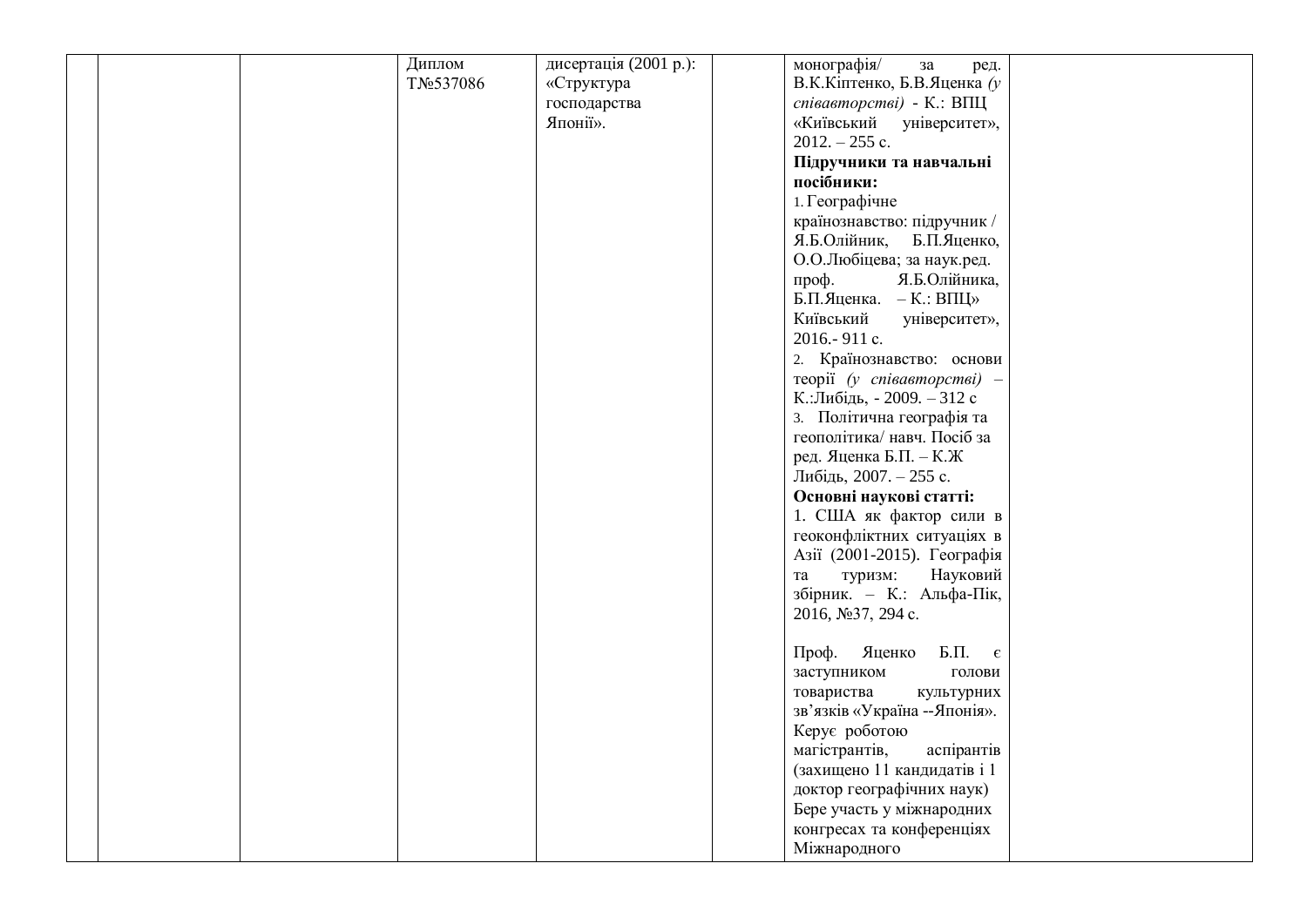|  |  |  | Диплом Т№537086 | дисертація (2001 р.): «Структура господарства Японії». |  | монографія/ за ред. В.К.Кіптенко, Б.В.Яценка *(у співавторстві)* - К.: ВПЦ «Київський університет», 2012. – 255 с.<br>**Підручники та навчальні посібники:**<br>1. Географічне країнознавство: підручник / Я.Б.Олійник, Б.П.Яценко, О.О.Любіцева; за наук.ред. проф. Я.Б.Олійника, Б.П.Яценка. – К.: ВПЦ» Київський університет», 2016.- 911 с.<br>2. Країнознавство: основи теорії *(у співавторстві)* – К.:Либідь, - 2009. – 312 с<br>3. Політична географія та геополітика/ навч. Посіб за ред. Яценка Б.П. – К.Ж Либідь, 2007. – 255 с.<br>**Основні наукові статті:**<br>1. США як фактор сили в геоконфліктних ситуаціях в Азії (2001-2015). Географія та туризм: Науковий збірник. – К.: Альфа-Пік, 2016, №37, 294 с.<br><br>Проф. Яценко Б.П. є заступником голови товариства культурних зв'язків «Україна --Японія». Керує роботою магістрантів, аспірантів (захищено 11 кандидатів і 1 доктор географічних наук) Бере участь у міжнародних конгресах та конференціях Міжнародного |  |
|---|---|---|---|---|---|---|---|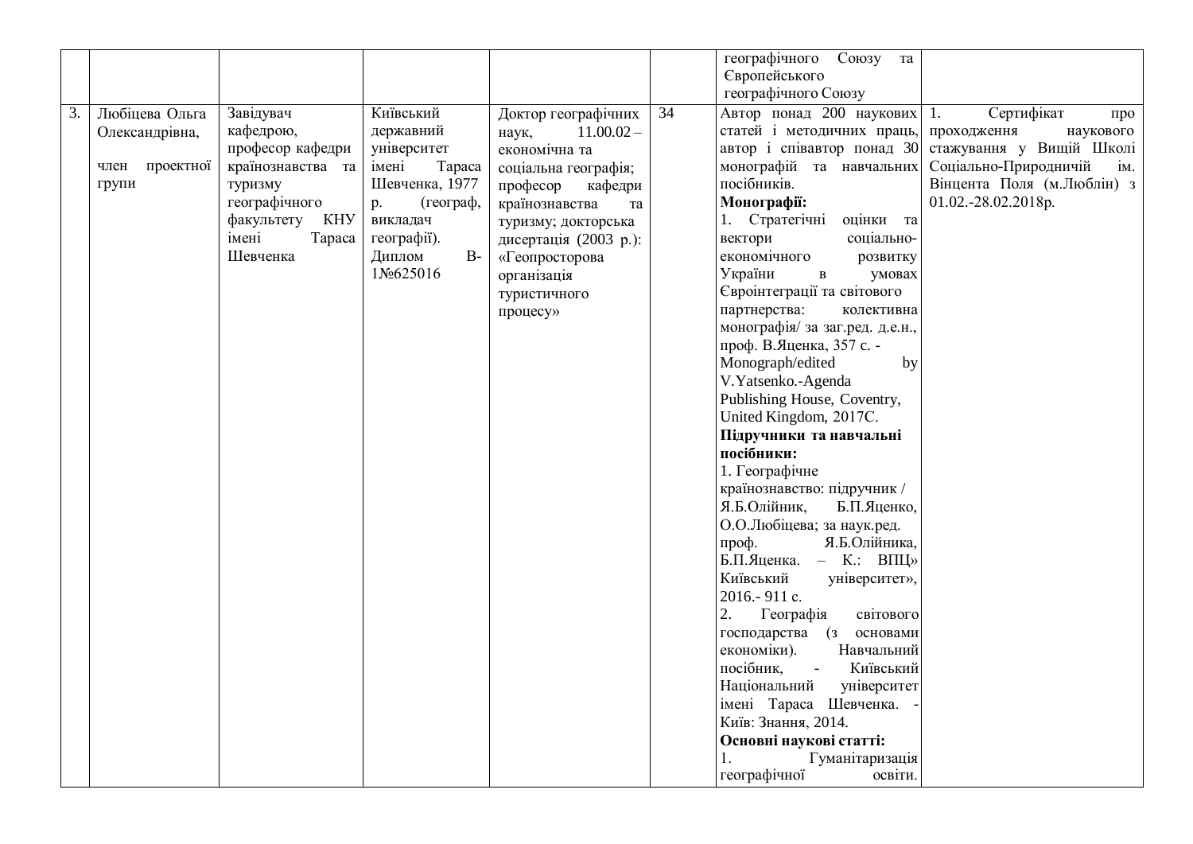| | | | | | | | |
|---|---|---|---|---|---|---|---|
| | | | | | | географічного Союзу та Європейського географічного Союзу | |
| 3. | Любіцева Ольга Олександрівна,<br><br>член проектної групи | Завідувач кафедрою, професор кафедри країнознавства та туризму географічного факультету КНУ імені Тараса Шевченка | Київський державний університет імені Тараса Шевченка, 1977 р. (географ, викладач географії). Диплом В-1№625016 | Доктор географічних наук, 11.00.02 – економічна та соціальна географія; професор кафедри країнознавства та туризму; докторська дисертація (2003 р.): «Геопросторова організація туристичного процесу» | 34 | Автор понад 200 наукових статей і методичних праць, автор і співавтор понад 30 монографій та навчальних посібників.<br>**Монографії:**<br>1. Стратегічні оцінки та вектори соціально-економічного розвитку України в умовах Євроінтеграції та світового партнерства: колективна монографія/ за заг.ред. д.е.н., проф. В.Яценка, 357 с. - Monograph/edited by V.Yatsenko.-Agenda Publishing House, Coventry, United Kingdom, 2017С.<br>**Підручники та навчальні посібники:**<br>1. Географічне країнознавство: підручник / Я.Б.Олійник, Б.П.Яценко, О.О.Любіцева; за наук.ред. проф. Я.Б.Олійника, Б.П.Яценка. – К.: ВПЦ» Київський університет», 2016.- 911 с.<br>2. Географія світового господарства (з основами економіки). Навчальний посібник, - Київський Національний університет імені Тараса Шевченка. - Київ: Знання, 2014.<br>**Основні наукові статті:**<br>1. Гуманітаризація географічної освіти. | 1. Сертифікат про проходження наукового стажування у Вищій Школі Соціально-Природничій ім. Вінцента Поля (м.Люблін) з 01.02.-28.02.2018р. |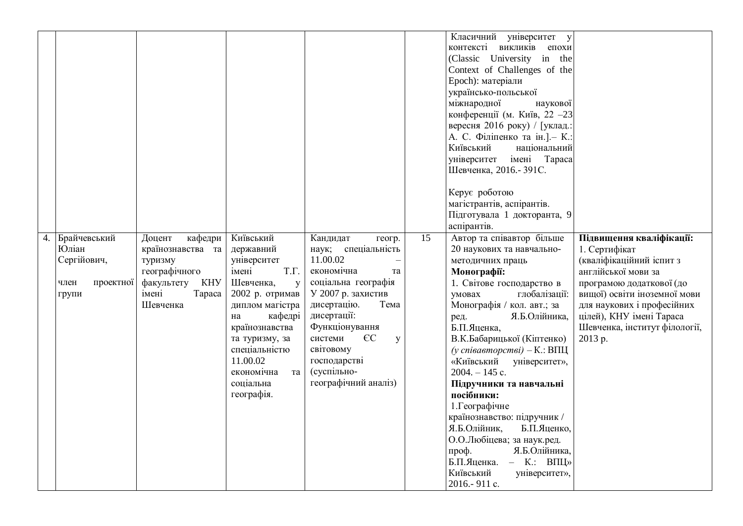| | | | | | | | |
|---|---|---|---|---|---|---|---|
| | | | | | | Класичний університет у контексті викликів епохи (Classic University in the Context of Challenges of the Epoch): матеріали українсько-польської міжнародної наукової конференції (м. Київ, 22 –23 вересня 2016 року) / [уклад.: А. С. Філіпенко та ін.].– К.: Київський національний університет імені Тараса Шевченка, 2016.- 391С.<br><br>Керує роботою магістрантів, аспірантів. Підготувала 1 докторанта, 9 аспірантів. | |
| 4. | Брайчевський Юліан Сергійович,<br><br>член проектної групи | Доцент кафедри країнознавства та туризму географічного факультету КНУ імені Тараса Шевченка | Київський державний університет імені Т.Г. Шевченка, у 2002 р. отримав диплом магістра на кафедрі країнознавства та туризму, за спеціальністю 11.00.02 економічна та соціальна географія. | Кандидат геогр. наук; спеціальність 11.00.02 – економічна та соціальна географія У 2007 р. захистив дисертацію. Тема дисертації: Функціонування системи ЄС у світовому господарстві (суспільно-географічний аналіз) | 15 | Автор та співавтор більше 20 наукових та навчально-методичних праць<br>**Монографії:**<br>1. Світове господарство в умовах глобалізації: Монографія / кол. авт.; за ред. Я.Б.Олійника, Б.П.Яценка, В.К.Бабарицької (Кіптенко) *(у співавторстві)* – К.: ВПЦ «Київський університет», 2004. – 145 с.<br>**Підручники та навчальні посібники:**<br>1.Географічне країнознавство: підручник / Я.Б.Олійник, Б.П.Яценко, О.О.Любіцева; за наук.ред. проф. Я.Б.Олійника, Б.П.Яценка. – К.: ВПЦ» Київський університет», 2016.- 911 с. | **Підвищення кваліфікації:**<br>1. Сертифікат (кваліфікаційний іспит з англійської мови за програмою додаткової (до вищої) освіти іноземної мови для наукових і професійних цілей), КНУ імені Тараса Шевченка, інститут філології, 2013 р. |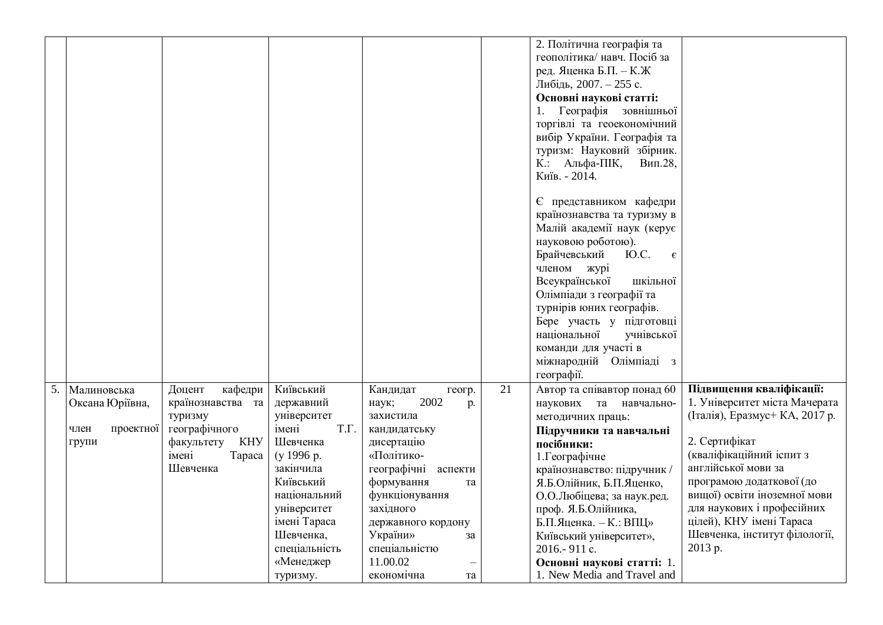| | | | | | | | |
|---|---|---|---|---|---|---|---|
| | | | | | | 2. Політична географія та геополітика/ навч. Посіб за ред. Яценка Б.П. – К.Ж Либідь, 2007. – 255 с.<br>**Основні наукові статті:**<br>1. Географія зовнішньої торгівлі та геоекономічний вибір України. Географія та туризм: Науковий збірник. К.: Альфа-ПІК, Вип.28, Київ. - 2014.<br><br>Є представником кафедри країнознавства та туризму в Малій академії наук (керує науковою роботою).<br>Брайчевський Ю.С. є членом журі Всеукраїнської шкільної Олімпіади з географії та турнірів юних географів.<br>Бере участь у підготовці національної учнівської команди для участі в міжнародній Олімпіаді з географії. | |
| 5. | Малиновська Оксана Юріївна,<br><br>член проектної групи | Доцент кафедри країнознавства та туризму географічного факультету КНУ імені Тараса Шевченка | Київський державний університет імені Т.Г. Шевченка (у 1996 р. закінчила Київський національний університет імені Тараса Шевченка, спеціальність «Менеджер туризму. | Кандидат геогр. наук; 2002 р. захистила кандидатську дисертацію «Політико-географічні аспекти формування та функціонування західного державного кордону України» за спеціальністю 11.00.02 – економічна та | 21 | Автор та співавтор понад 60 наукових та навчально-методичних праць:<br>**Підручники та навчальні посібники:**<br>1.Географічне країнознавство: підручник / Я.Б.Олійник, Б.П.Яценко, О.О.Любіцева; за наук.ред. проф. Я.Б.Олійника, Б.П.Яценка. – К.: ВПЦ» Київський університет», 2016.- 911 с.<br>**Основні наукові статті:** 1. 1. New Media and Travel and | **Підвищення кваліфікації:**<br>1. Університет міста Мачерата (Італія), Еразмус+ КА, 2017 р.<br><br>2. Сертифікат (кваліфікаційний іспит з англійської мови за програмою додаткової (до вищої) освіти іноземної мови для наукових і професійних цілей), КНУ імені Тараса Шевченка, інститут філології, 2013 р. |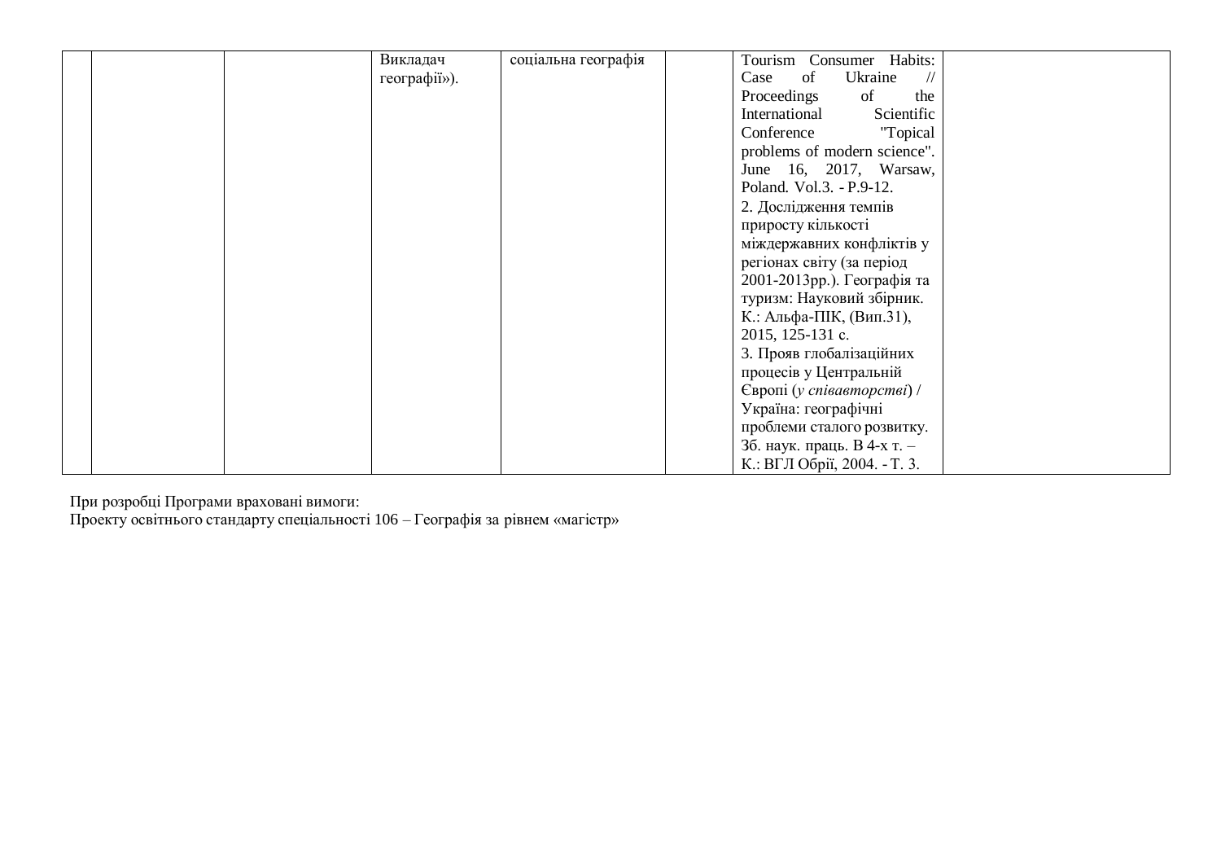|  |  |  | Викладач географії»). | соціальна географія |  | Tourism Consumer Habits: Case of Ukraine // Proceedings of the International Scientific Conference "Topical problems of modern science". June 16, 2017, Warsaw, Poland. Vol.3. - P.9-12.<br>2. Дослідження темпів приросту кількості міждержавних конфліктів у регіонах світу (за період 2001-2013рр.). Географія та туризм: Науковий збірник. К.: Альфа-ПІК, (Вип.31), 2015, 125-131 с.<br>3. Прояв глобалізаційних процесів у Центральній Європі (*у співавторстві*) / Україна: географічні проблеми сталого розвитку. Зб. наук. праць. В 4-х т. – К.: ВГЛ Обрії, 2004. - Т. 3. |  |
|---|---|---|---|---|---|---|---|

При розробці Програми враховані вимоги:
Проекту освітнього стандарту спеціальності 106 – Географія за рівнем «магістр»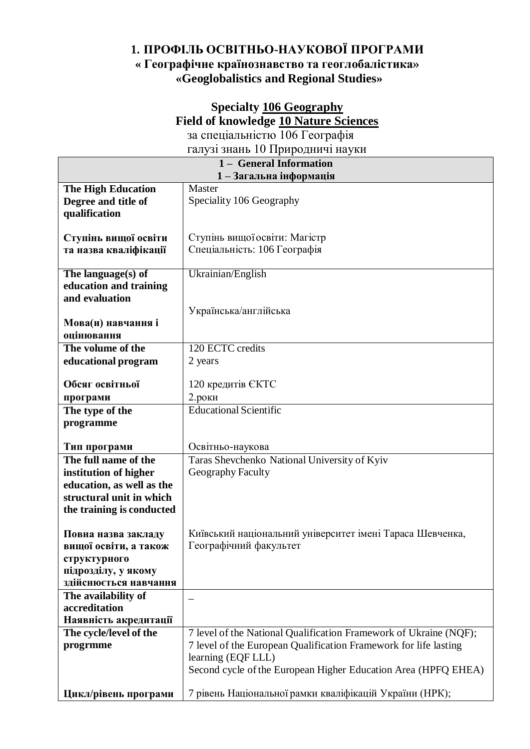# 1. ПРОФІЛЬ ОСВІТНЬО-НАУКОВОЇ ПРОГРАМИ
## « Географічне країнознавство та геоглобалістика»
## «Geoglobalistics and Regional Studies»

**Specialty <u>106 Geography</u>**
**Field of knowledge <u>10 Nature Sciences</u>**
за спеціальністю 106 Географія
галузі знань 10 Природничі науки

| **1 – General Information**<br>**1 – Загальна інформація** | |
|---|---|
| **The High Education Degree and title of qualification**<br><br>**Ступінь вищої освіти та назва кваліфікації** | Master<br>Speciality 106 Geography<br><br>Ступінь вищої освіти: Магістр<br>Спеціальність: 106 Географія |
| **The language(s) of education and training and evaluation**<br><br>**Мова(и) навчання і оцінювання** | Ukrainian/English<br><br>Українська/англійська |
| **The volume of the educational program**<br><br>**Обсяг освітньої програми** | 120 ECTC credits<br>2 years<br><br>120 кредитів ЄКТС<br>2.роки |
| **The type of the programme**<br><br>**Тип програми** | Educational Scientific<br><br>Освітньо-наукова |
| **The full name of the institution of higher education, as well as the structural unit in which the training is conducted**<br><br>**Повна назва закладу вищої освіти, а також структурного підрозділу, у якому здійснюється навчання** | Taras Shevchenko National University of Kyiv<br>Geography Faculty<br><br>Київський національний університет імені Тараса Шевченка, Географічний факультет |
| **The availability of accreditation**<br>**Наявність акредитації** | – |
| **The cycle/level of the progrmme**<br><br>**Цикл/рівень програми** | 7 level of the National Qualification Framework of Ukraine (NQF);<br>7 level of the European Qualification Framework for life lasting learning (EQF LLL)<br>Second cycle of the European Higher Education Area (HPFQ EHEA)<br><br>7 рівень Національної рамки кваліфікацій України (НРК); |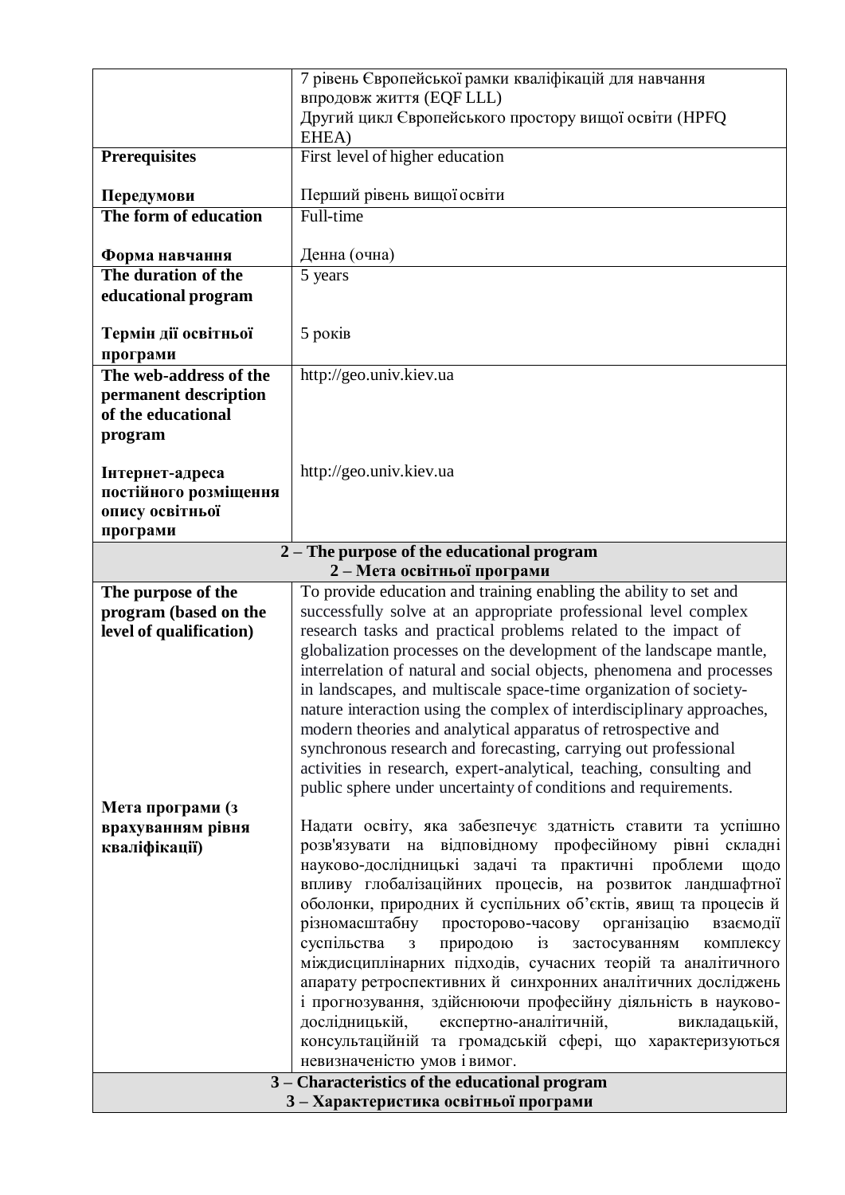| | |
|---|---|
| | 7 рівень Європейської рамки кваліфікацій для навчання впродовж життя (EQF LLL)<br>Другий цикл Європейського простору вищої освіти (HPFQ EHEA) |
| **Prerequisites**<br><br>**Передумови** | First level of higher education<br><br>Перший рівень вищої освіти |
| **The form of education**<br><br>**Форма навчання** | Full-time<br><br>Денна (очна) |
| **The duration of the educational program**<br><br>**Термін дії освітньої програми** | 5 years<br><br>5 років |
| **The web-address of the permanent description of the educational program**<br><br>**Інтернет-адреса постійного розміщення опису освітньої програми** | http://geo.univ.kiev.ua<br><br>http://geo.univ.kiev.ua |
| **2 – The purpose of the educational program**<br>**2 – Мета освітньої програми** | |
| **The purpose of the program (based on the level of qualification)**<br><br>**Мета програми (з врахуванням рівня кваліфікації)** | To provide education and training enabling the ability to set and successfully solve at an appropriate professional level complex research tasks and practical problems related to the impact of globalization processes on the development of the landscape mantle, interrelation of natural and social objects, phenomena and processes in landscapes, and multiscale space-time organization of society-nature interaction using the complex of interdisciplinary approaches, modern theories and analytical apparatus of retrospective and synchronous research and forecasting, carrying out professional activities in research, expert-analytical, teaching, consulting and public sphere under uncertainty of conditions and requirements.<br><br>Надати освіту, яка забезпечує здатність ставити та успішно розв'язувати на відповідному професійному рівні складні науково-дослідницькі задачі та практичні проблеми щодо впливу глобалізаційних процесів, на розвиток ландшафтної оболонки, природних й суспільних об'єктів, явищ та процесів й різномасштабну просторово-часову організацію взаємодії суспільства з природою із застосуванням комплексу міждисциплінарних підходів, сучасних теорій та аналітичного апарату ретроспективних й синхронних аналітичних досліджень і прогнозування, здійснюючи професійну діяльність в науково-дослідницькій, експертно-аналітичній, викладацькій, консультаційній та громадській сфері, що характеризуються невизначеністю умов і вимог. |
| **3 – Characteristics of the educational program**<br>**3 – Характеристика освітньої програми** | |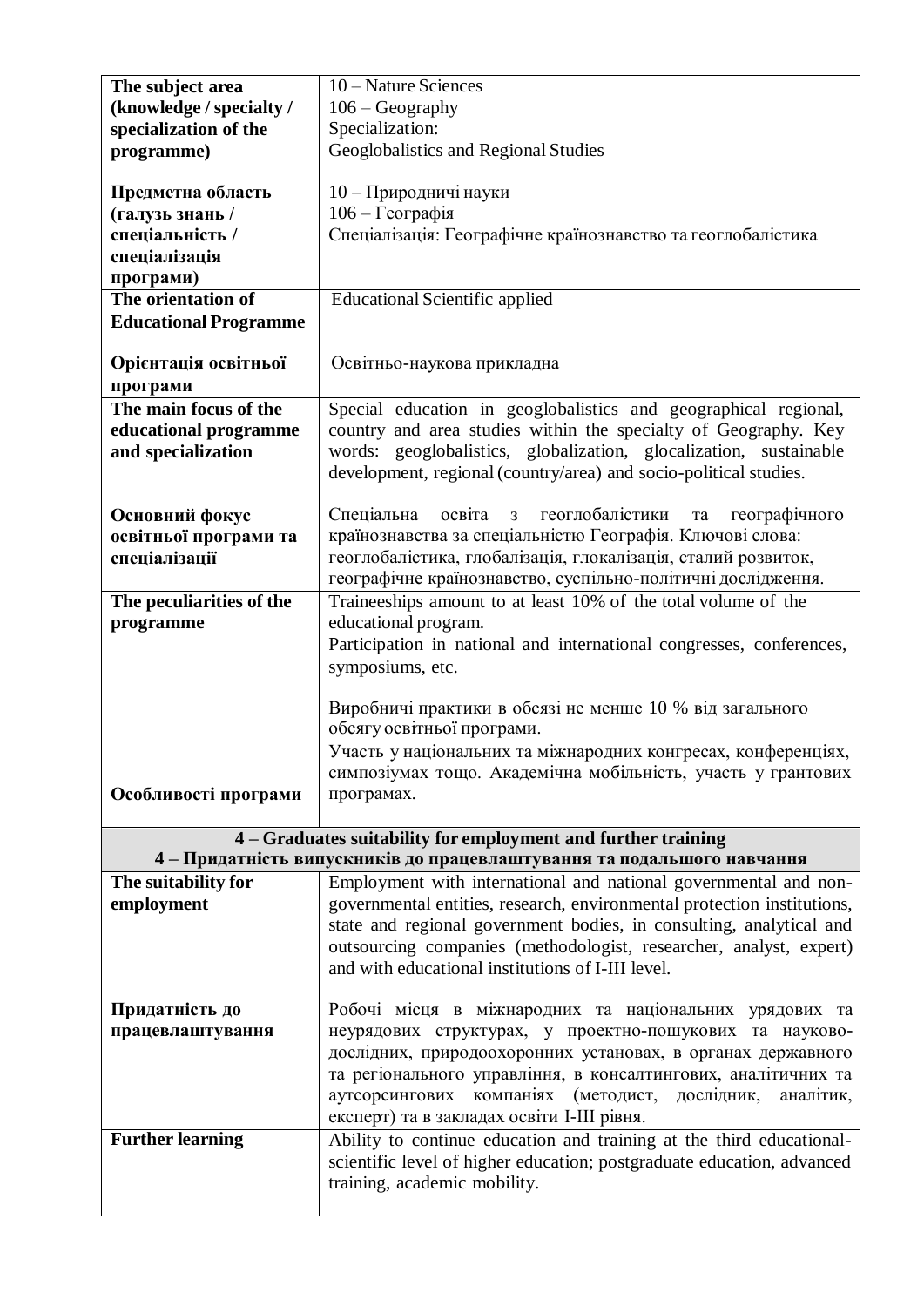| | |
|---|---|
| **The subject area (knowledge / specialty / specialization of the programme)**<br><br>**Предметна область (галузь знань / спеціальність / спеціалізація програми)** | 10 – Nature Sciences<br>106 – Geography<br>Specialization:<br>Geoglobalistics and Regional Studies<br><br>10 – Природничі науки<br>106 – Географія<br>Спеціалізація: Географічне країнознавство та геоглобалістика |
| **The orientation of Educational Programme**<br><br>**Орієнтація освітньої програми** | Educational Scientific applied<br><br>Освітньо-наукова прикладна |
| **The main focus of the educational programme and specialization**<br><br>**Основний фокус освітньої програми та спеціалізації** | Special education in geoglobalistics and geographical regional, country and area studies within the specialty of Geography. Key words: geoglobalistics, globalization, glocalization, sustainable development, regional (country/area) and socio-political studies.<br><br>Спеціальна освіта з геоглобалістики та географічного країнознавства за спеціальністю Географія. Ключові слова: геоглобалістика, глобалізація, глокалізація, сталий розвиток, географічне країнознавство, суспільно-політичні дослідження. |
| **The peculiarities of the programme**<br><br>**Особливості програми** | Traineeships amount to at least 10% of the total volume of the educational program.<br>Participation in national and international congresses, conferences, symposiums, etc.<br><br>Виробничі практики в обсязі не менше 10 % від загального обсягу освітньої програми.<br>Участь у національних та міжнародних конгресах, конференціях, симпозіумах тощо. Академічна мобільність, участь у грантових програмах. |
| **4 – Graduates suitability for employment and further training**<br>**4 – Придатність випускників до працевлаштування та подальшого навчання** | |
| **The suitability for employment**<br><br>**Придатність до працевлаштування** | Employment with international and national governmental and non-governmental entities, research, environmental protection institutions, state and regional government bodies, in consulting, analytical and outsourcing companies (methodologist, researcher, analyst, expert) and with educational institutions of I-III level.<br><br>Робочі місця в міжнародних та національних урядових та неурядових структурах, у проектно-пошукових та науково-дослідних, природоохоронних установах, в органах державного та регіонального управління, в консалтингових, аналітичних та аутсорсингових компаніях (методист, дослідник, аналітик, експерт) та в закладах освіти I-III рівня. |
| **Further learning** | Ability to continue education and training at the third educational-scientific level of higher education; postgraduate education, advanced training, academic mobility. |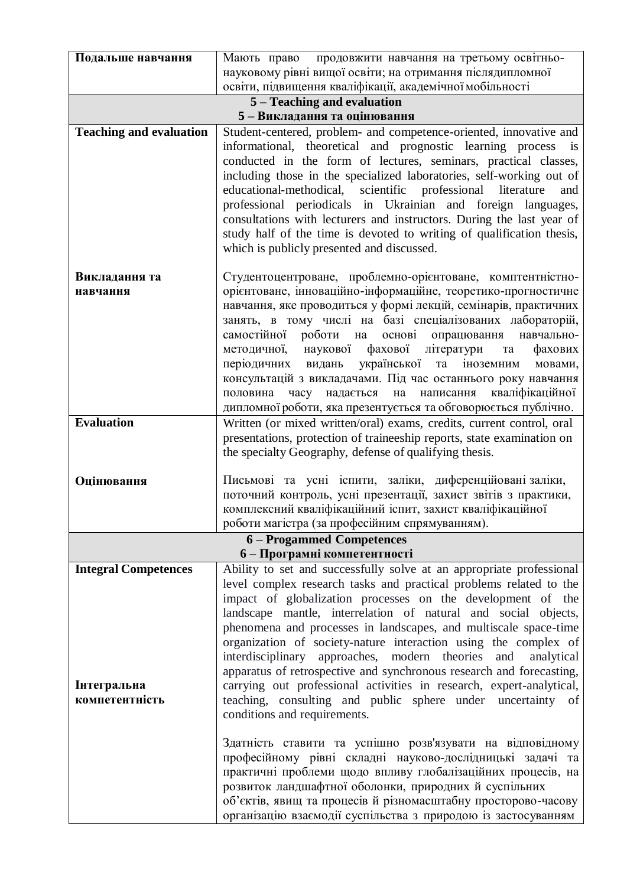| | |
|---|---|
| **Подальше навчання** | Мають право продовжити навчання на третьому освітньо-науковому рівні вищої освіти; на отримання післядипломної освіти, підвищення кваліфікації, академічної мобільності |
| **5 – Teaching and evaluation**<br>**5 – Викладання та оцінювання** | |
| **Teaching and evaluation**<br><br>**Викладання та навчання** | Student-centered, problem- and competence-oriented, innovative and informational, theoretical and prognostic learning process is conducted in the form of lectures, seminars, practical classes, including those in the specialized laboratories, self-working out of educational-methodical, scientific professional literature and professional periodicals in Ukrainian and foreign languages, consultations with lecturers and instructors. During the last year of study half of the time is devoted to writing of qualification thesis, which is publicly presented and discussed.<br><br>Студентоцентроване, проблемно-орієнтоване, комптентнісно-орієнтоване, інноваційно-інформаційне, теоретико-прогностичне навчання, яке проводиться у формі лекцій, семінарів, практичних занять, в тому числі на базі спеціалізованих лабораторій, самостійної роботи на основі опрацювання навчально-методичної, наукової фахової літератури та фахових періодичних видань української та іноземним мовами, консультацій з викладачами. Під час останнього року навчання половина часу надається на написання кваліфікаційної дипломної роботи, яка презентується та обговорюється публічно. |
| **Evaluation**<br><br>**Оцінювання** | Written (or mixed written/oral) exams, credits, current control, oral presentations, protection of traineeship reports, state examination on the specialty Geography, defense of qualifying thesis.<br><br>Письмові та усні іспити, заліки, диференційовані заліки, поточний контроль, усні презентації, захист звітів з практики, комплексний кваліфікаційний іспит, захист кваліфікаційної роботи магістра (за професійним спрямуванням). |
| **6 – Progammed Competences**<br>**6 – Програмні компетентності** | |
| **Integral Competences**<br><br>**Інтегральна компетентність** | Ability to set and successfully solve at an appropriate professional level complex research tasks and practical problems related to the impact of globalization processes on the development of the landscape mantle, interrelation of natural and social objects, phenomena and processes in landscapes, and multiscale space-time organization of society-nature interaction using the complex of interdisciplinary approaches, modern theories and analytical apparatus of retrospective and synchronous research and forecasting, carrying out professional activities in research, expert-analytical, teaching, consulting and public sphere under uncertainty of conditions and requirements.<br><br>Здатність ставити та успішно розв'язувати на відповідному професійному рівні складні науково-дослідницькі задачі та практичні проблеми щодо впливу глобалізаційних процесів, на розвиток ландшафтної оболонки, природних й суспільних об'єктів, явищ та процесів й різномасштабну просторово-часову організацію взаємодії суспільства з природою із застосуванням |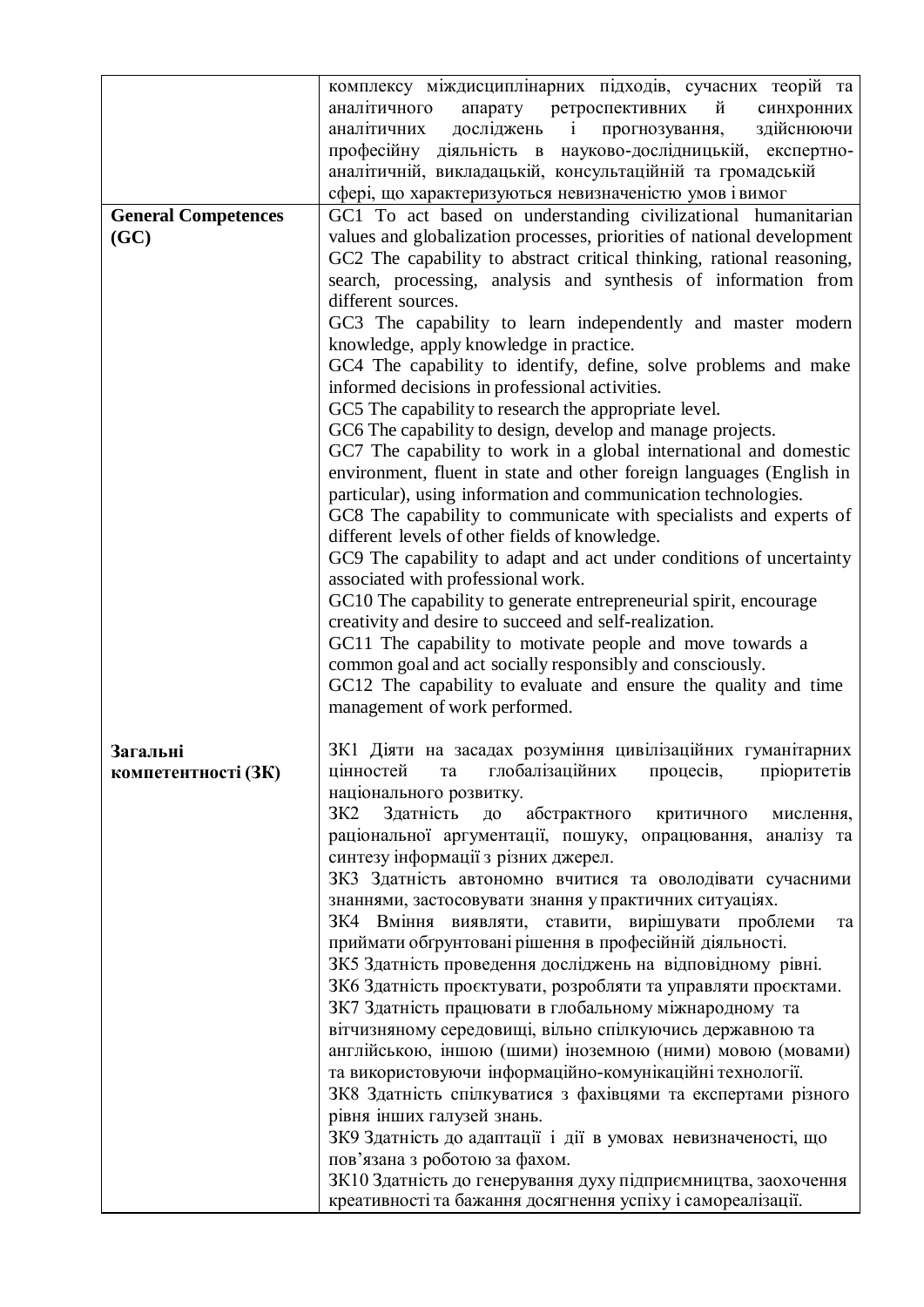| | |
|---|---|
| | комплексу міждисциплінарних підходів, сучасних теорій та аналітичного апарату ретроспективних й синхронних аналітичних досліджень і прогнозування, здійснюючи професійну діяльність в науково-дослідницькій, експертно-аналітичній, викладацькій, консультаційній та громадській сфері, що характеризуються невизначеністю умов і вимог |
| **General Competences (GC)** | GC1 To act based on understanding civilizational humanitarian values and globalization processes, priorities of national development<br>GC2 The capability to abstract critical thinking, rational reasoning, search, processing, analysis and synthesis of information from different sources.<br>GC3 The capability to learn independently and master modern knowledge, apply knowledge in practice.<br>GC4 The capability to identify, define, solve problems and make informed decisions in professional activities.<br>GC5 The capability to research the appropriate level.<br>GC6 The capability to design, develop and manage projects.<br>GC7 The capability to work in a global international and domestic environment, fluent in state and other foreign languages (English in particular), using information and communication technologies.<br>GC8 The capability to communicate with specialists and experts of different levels of other fields of knowledge.<br>GC9 The capability to adapt and act under conditions of uncertainty associated with professional work.<br>GC10 The capability to generate entrepreneurial spirit, encourage creativity and desire to succeed and self-realization.<br>GC11 The capability to motivate people and move towards a common goal and act socially responsibly and consciously.<br>GC12 The capability to evaluate and ensure the quality and time management of work performed. |
| **Загальні компетентності (ЗК)** | ЗК1 Діяти на засадах розуміння цивілізаційних гуманітарних цінностей та глобалізаційних процесів, пріоритетів національного розвитку.<br>ЗК2 Здатність до абстрактного критичного мислення, раціональної аргументації, пошуку, опрацювання, аналізу та синтезу інформації з різних джерел.<br>ЗК3 Здатність автономно вчитися та оволодівати сучасними знаннями, застосовувати знання у практичних ситуаціях.<br>ЗК4 Вміння виявляти, ставити, вирішувати проблеми та приймати обґрунтовані рішення в професійній діяльності.<br>ЗК5 Здатність проведення досліджень на відповідному рівні.<br>ЗК6 Здатність проєктувати, розробляти та управляти проєктами.<br>ЗК7 Здатність працювати в глобальному міжнародному та вітчизняному середовищі, вільно спілкуючись державною та англійською, іншою (шими) іноземною (ними) мовою (мовами) та використовуючи інформаційно-комунікаційні технології.<br>ЗК8 Здатність спілкуватися з фахівцями та експертами різного рівня інших галузей знань.<br>ЗК9 Здатність до адаптації і дії в умовах невизначеності, що пов'язана з роботою за фахом.<br>ЗК10 Здатність до генерування духу підприємництва, заохочення креативності та бажання досягнення успіху і самореалізації. |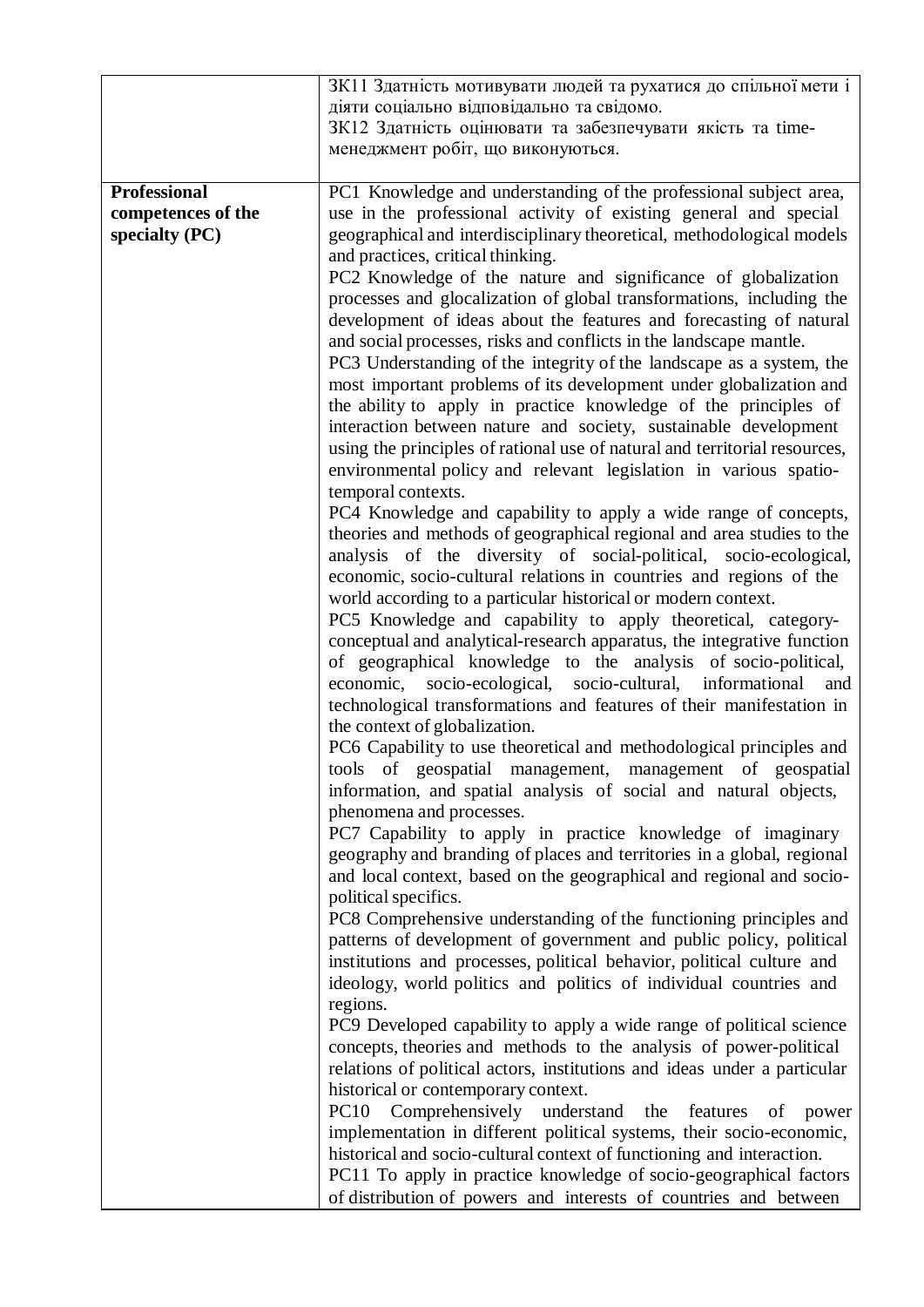| | |
|---|---|
| | ЗК11 Здатність мотивувати людей та рухатися до спільної мети і діяти соціально відповідально та свідомо.<br>ЗК12 Здатність оцінювати та забезпечувати якість та time-менеджмент робіт, що виконуються. |
| **Professional competences of the specialty (PC)** | PC1 Knowledge and understanding of the professional subject area, use in the professional activity of existing general and special geographical and interdisciplinary theoretical, methodological models and practices, critical thinking.<br>PC2 Knowledge of the nature and significance of globalization processes and glocalization of global transformations, including the development of ideas about the features and forecasting of natural and social processes, risks and conflicts in the landscape mantle.<br>PC3 Understanding of the integrity of the landscape as a system, the most important problems of its development under globalization and the ability to apply in practice knowledge of the principles of interaction between nature and society, sustainable development using the principles of rational use of natural and territorial resources, environmental policy and relevant legislation in various spatio-temporal contexts.<br>PC4 Knowledge and capability to apply a wide range of concepts, theories and methods of geographical regional and area studies to the analysis of the diversity of social-political, socio-ecological, economic, socio-cultural relations in countries and regions of the world according to a particular historical or modern context.<br>PC5 Knowledge and capability to apply theoretical, category-conceptual and analytical-research apparatus, the integrative function of geographical knowledge to the analysis of socio-political, economic, socio-ecological, socio-cultural, informational and technological transformations and features of their manifestation in the context of globalization.<br>PC6 Capability to use theoretical and methodological principles and tools of geospatial management, management of geospatial information, and spatial analysis of social and natural objects, phenomena and processes.<br>PC7 Capability to apply in practice knowledge of imaginary geography and branding of places and territories in a global, regional and local context, based on the geographical and regional and socio-political specifics.<br>PC8 Comprehensive understanding of the functioning principles and patterns of development of government and public policy, political institutions and processes, political behavior, political culture and ideology, world politics and politics of individual countries and regions.<br>PC9 Developed capability to apply a wide range of political science concepts, theories and methods to the analysis of power-political relations of political actors, institutions and ideas under a particular historical or contemporary context.<br>PC10 Comprehensively understand the features of power implementation in different political systems, their socio-economic, historical and socio-cultural context of functioning and interaction.<br>PC11 To apply in practice knowledge of socio-geographical factors of distribution of powers and interests of countries and between |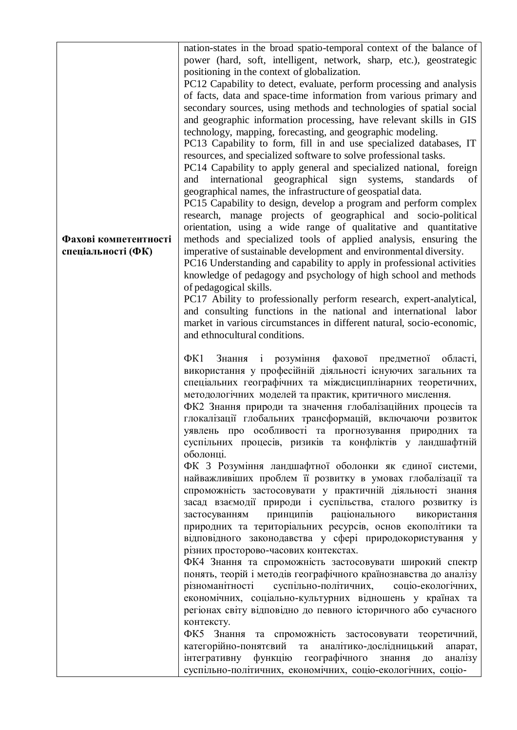| | |
|---|---|
| **Фахові компетентності спеціальності (ФК)** | nation-states in the broad spatio-temporal context of the balance of power (hard, soft, intelligent, network, sharp, etc.), geostrategic positioning in the context of globalization.<br>PC12 Capability to detect, evaluate, perform processing and analysis of facts, data and space-time information from various primary and secondary sources, using methods and technologies of spatial social and geographic information processing, have relevant skills in GIS technology, mapping, forecasting, and geographic modeling.<br>PC13 Capability to form, fill in and use specialized databases, IT resources, and specialized software to solve professional tasks.<br>PC14 Capability to apply general and specialized national, foreign and international geographical sign systems, standards of geographical names, the infrastructure of geospatial data.<br>PC15 Capability to design, develop a program and perform complex research, manage projects of geographical and socio-political orientation, using a wide range of qualitative and quantitative methods and specialized tools of applied analysis, ensuring the imperative of sustainable development and environmental diversity.<br>PC16 Understanding and capability to apply in professional activities knowledge of pedagogy and psychology of high school and methods of pedagogical skills.<br>PC17 Ability to professionally perform research, expert-analytical, and consulting functions in the national and international labor market in various circumstances in different natural, socio-economic, and ethnocultural conditions.<br><br>ФК1 Знання і розуміння фахової предметної області, використання у професійній діяльності існуючих загальних та спеціальних географічних та міждисциплінарних теоретичних, методологічних моделей та практик, критичного мислення.<br>ФК2 Знання природи та значення глобалізаційних процесів та глокалізації глобальних трансформацій, включаючи розвиток уявлень про особливості та прогнозування природних та суспільних процесів, ризиків та конфліктів у ландшафтній оболонці.<br>ФК 3 Розуміння ландшафтної оболонки як єдиної системи, найважливіших проблем її розвитку в умовах глобалізації та спроможність застосовувати у практичній діяльності знання засад взаємодії природи і суспільства, сталого розвитку із застосуванням принципів раціонального використання природних та територіальних ресурсів, основ екополітики та відповідного законодавства у сфері природокористування у різних просторово-часових контекстах.<br>ФК4 Знання та спроможність застосовувати широкий спектр понять, теорій і методів географічного країнознавства до аналізу різноманітності суспільно-політичних, соціо-екологічних, економічних, соціально-культурних відношень у країнах та регіонах світу відповідно до певного історичного або сучасного контексту.<br>ФК5 Знання та спроможність застосовувати теоретичний, категорійно-понятєвий та аналітико-дослідницький апарат, інтегративну функцію географічного знання до аналізу суспільно-політичних, економічних, соціо-екологічних, соціо- |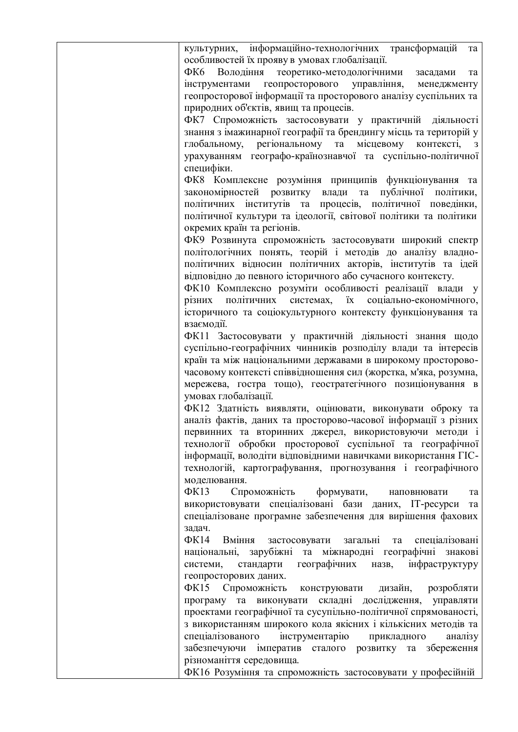| | |
|---|---|
| | культурних, інформаційно-технологічних трансформацій та особливостей їх прояву в умовах глобалізації.<br>ФК6 Володіння теоретико-методологічними засадами та інструментами геопросторового управління, менеджменту геопросторової інформації та просторового аналізу суспільних та природних об'єктів, явищ та процесів.<br>ФК7 Спроможність застосовувати у практичній діяльності знання з імажинарної географії та брендингу місць та територій у глобальному, регіональному та місцевому контексті, з урахуванням географо-країнознавчої та суспільно-політичної специфіки.<br>ФК8 Комплексне розуміння принципів функціонування та закономірностей розвитку влади та публічної політики, політичних інститутів та процесів, політичної поведінки, політичної культури та ідеології, світової політики та політики окремих країн та регіонів.<br>ФК9 Розвинута спроможність застосовувати широкий спектр політологічних понять, теорій і методів до аналізу владно-політичних відносин політичних акторів, інститутів та ідей відповідно до певного історичного або сучасного контексту.<br>ФК10 Комплексно розуміти особливості реалізації влади у різних політичних системах, їх соціально-економічного, історичного та соціокультурного контексту функціонування та взаємодії.<br>ФК11 Застосовувати у практичній діяльності знання щодо суспільно-географічних чинників розподілу влади та інтересів країн та між національними державами в широкому просторово-часовому контексті співвідношення сил (жорстка, м'яка, розумна, мережева, гостра тощо), геостратегічного позиціонування в умовах глобалізації.<br>ФК12 Здатність виявляти, оцінювати, виконувати оброку та аналіз фактів, даних та просторово-часової інформації з різних первинних та вторинних джерел, використовуючи методи і технології обробки просторової суспільної та географічної інформації, володіти відповідними навичками використання ГІС-технологій, картографування, прогнозування і географічного моделювання.<br>ФК13 Спроможність формувати, наповнювати та використовувати спеціалізовані бази даних, ІТ-ресурси та спеціалізоване програмне забезпечення для вирішення фахових задач.<br>ФК14 Вміння застосовувати загальні та спеціалізовані національні, зарубіжні та міжнародні географічні знакові системи, стандарти географічних назв, інфраструктуру геопросторових даних.<br>ФК15 Спроможність конструювати дизайн, розробляти програму та виконувати складні дослідження, управляти проектами географічної та сусупільно-політичної спрямованості, з використанням широкого кола якісних і кількісних методів та спеціалізованого інструментарію прикладного аналізу забезпечуючи імператив сталого розвитку та збереження різноманіття середовища.<br>ФК16 Розуміння та спроможність застосовувати у професійній |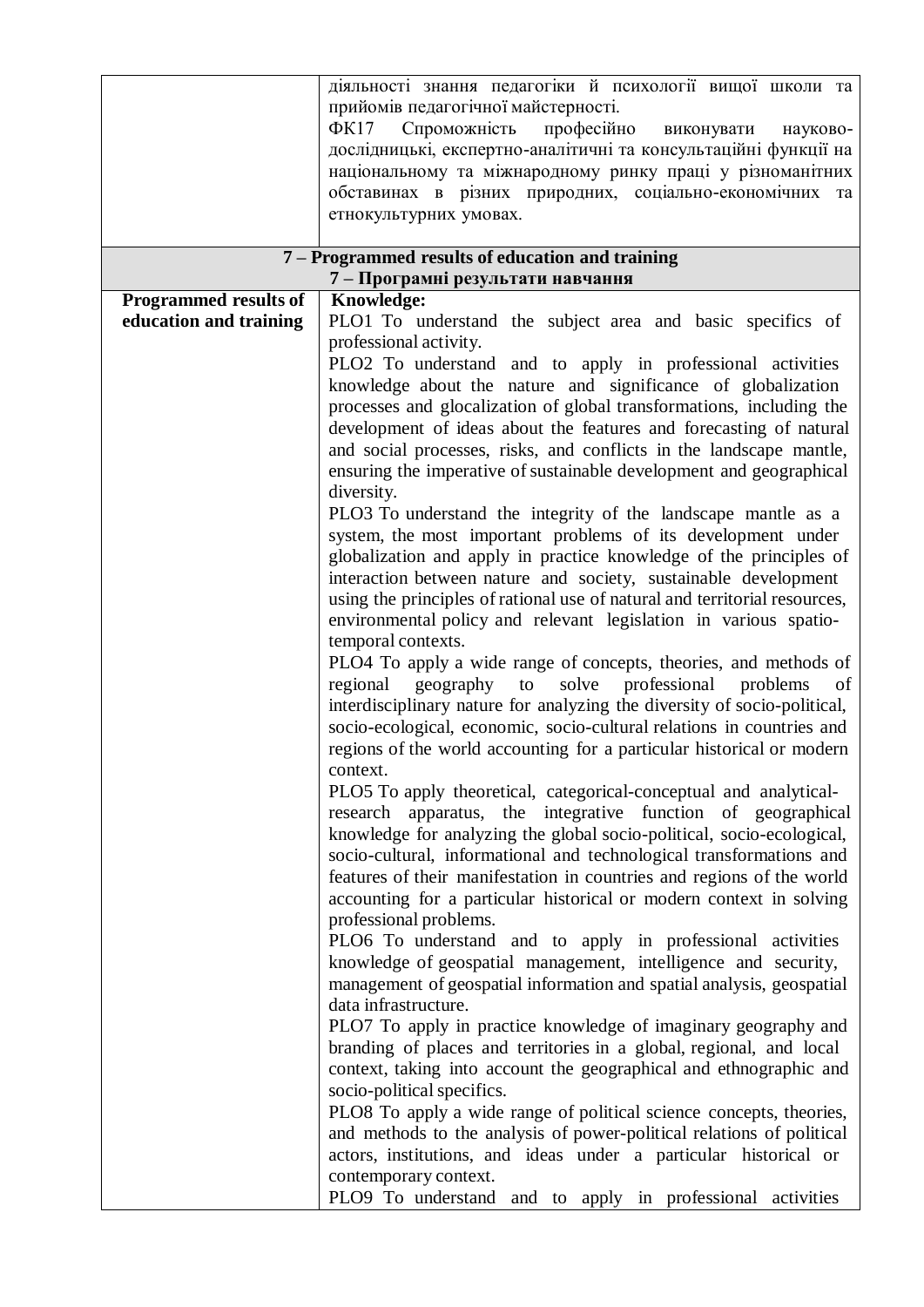| | |
|---|---|
| | діяльності знання педагогіки й психології вищої школи та прийомів педагогічної майстерності.<br>ФК17 Спроможність професійно виконувати науково-дослідницькі, експертно-аналітичні та консультаційні функції на національному та міжнародному ринку праці у різноманітних обставинах в різних природних, соціально-економічних та етнокультурних умовах. |
| **7 – Programmed results of education and training**<br>**7 – Програмні результати навчання** | |
| **Programmed results of education and training** | **Knowledge:**<br>PLO1 To understand the subject area and basic specifics of professional activity.<br>PLO2 To understand and to apply in professional activities knowledge about the nature and significance of globalization processes and glocalization of global transformations, including the development of ideas about the features and forecasting of natural and social processes, risks, and conflicts in the landscape mantle, ensuring the imperative of sustainable development and geographical diversity.<br>PLO3 To understand the integrity of the landscape mantle as a system, the most important problems of its development under globalization and apply in practice knowledge of the principles of interaction between nature and society, sustainable development using the principles of rational use of natural and territorial resources, environmental policy and relevant legislation in various spatio-temporal contexts.<br>PLO4 To apply a wide range of concepts, theories, and methods of regional geography to solve professional problems of interdisciplinary nature for analyzing the diversity of socio-political, socio-ecological, economic, socio-cultural relations in countries and regions of the world accounting for a particular historical or modern context.<br>PLO5 To apply theoretical, categorical-conceptual and analytical-research apparatus, the integrative function of geographical knowledge for analyzing the global socio-political, socio-ecological, socio-cultural, informational and technological transformations and features of their manifestation in countries and regions of the world accounting for a particular historical or modern context in solving professional problems.<br>PLO6 To understand and to apply in professional activities knowledge of geospatial management, intelligence and security, management of geospatial information and spatial analysis, geospatial data infrastructure.<br>PLO7 To apply in practice knowledge of imaginary geography and branding of places and territories in a global, regional, and local context, taking into account the geographical and ethnographic and socio-political specifics.<br>PLO8 To apply a wide range of political science concepts, theories, and methods to the analysis of power-political relations of political actors, institutions, and ideas under a particular historical or contemporary context.<br>PLO9 To understand and to apply in professional activities |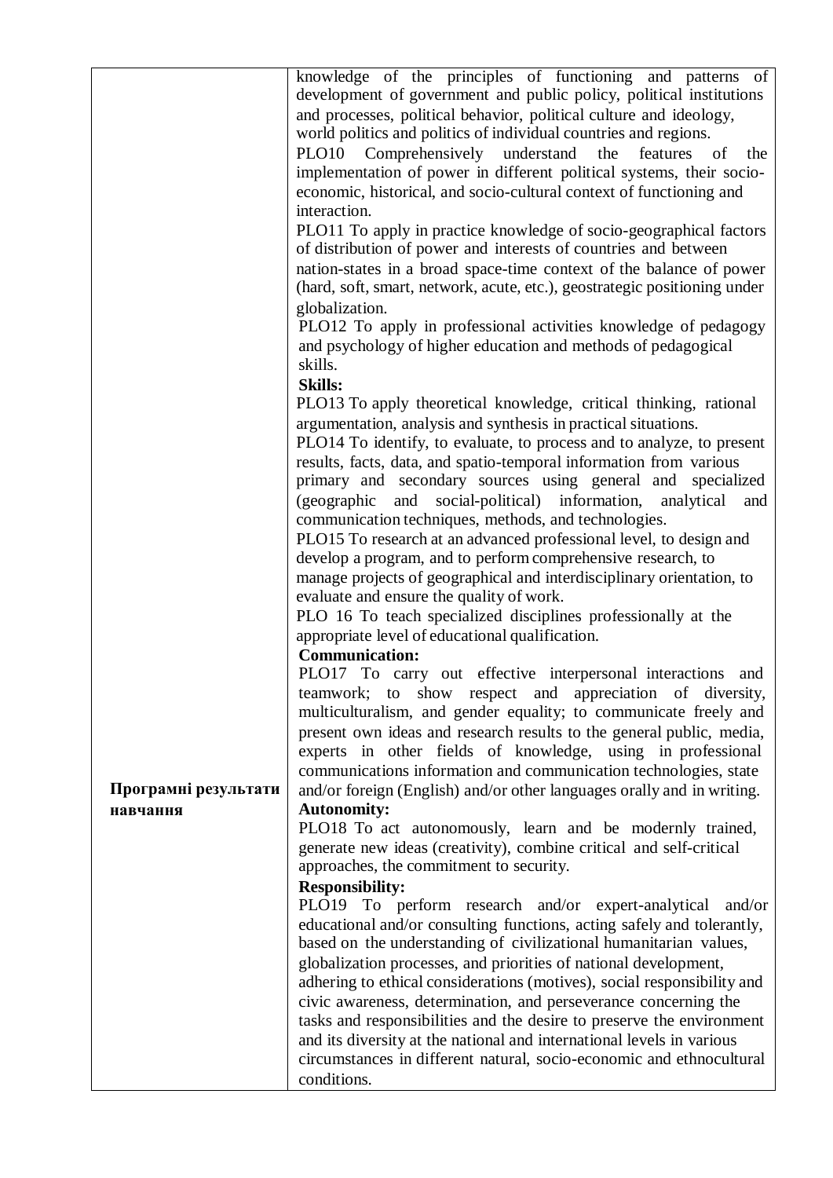| | |
|---|---|
| Програмні результати навчання | knowledge of the principles of functioning and patterns of development of government and public policy, political institutions and processes, political behavior, political culture and ideology, world politics and politics of individual countries and regions.<br>PLO10 Comprehensively understand the features of the implementation of power in different political systems, their socio-economic, historical, and socio-cultural context of functioning and interaction.<br>PLO11 To apply in practice knowledge of socio-geographical factors of distribution of power and interests of countries and between nation-states in a broad space-time context of the balance of power (hard, soft, smart, network, acute, etc.), geostrategic positioning under globalization.<br>PLO12 To apply in professional activities knowledge of pedagogy and psychology of higher education and methods of pedagogical skills.<br>**Skills:**<br>PLO13 To apply theoretical knowledge, critical thinking, rational argumentation, analysis and synthesis in practical situations.<br>PLO14 To identify, to evaluate, to process and to analyze, to present results, facts, data, and spatio-temporal information from various primary and secondary sources using general and specialized (geographic and social-political) information, analytical and communication techniques, methods, and technologies.<br>PLO15 To research at an advanced professional level, to design and develop a program, and to perform comprehensive research, to manage projects of geographical and interdisciplinary orientation, to evaluate and ensure the quality of work.<br>PLO 16 To teach specialized disciplines professionally at the appropriate level of educational qualification.<br>**Communication:**<br>PLO17 To carry out effective interpersonal interactions and teamwork; to show respect and appreciation of diversity, multiculturalism, and gender equality; to communicate freely and present own ideas and research results to the general public, media, experts in other fields of knowledge, using in professional communications information and communication technologies, state and/or foreign (English) and/or other languages orally and in writing.<br>**Autonomity:**<br>PLO18 To act autonomously, learn and be modernly trained, generate new ideas (creativity), combine critical and self-critical approaches, the commitment to security.<br>**Responsibility:**<br>PLO19 To perform research and/or expert-analytical and/or educational and/or consulting functions, acting safely and tolerantly, based on the understanding of civilizational humanitarian values, globalization processes, and priorities of national development, adhering to ethical considerations (motives), social responsibility and civic awareness, determination, and perseverance concerning the tasks and responsibilities and the desire to preserve the environment and its diversity at the national and international levels in various circumstances in different natural, socio-economic and ethnocultural conditions. |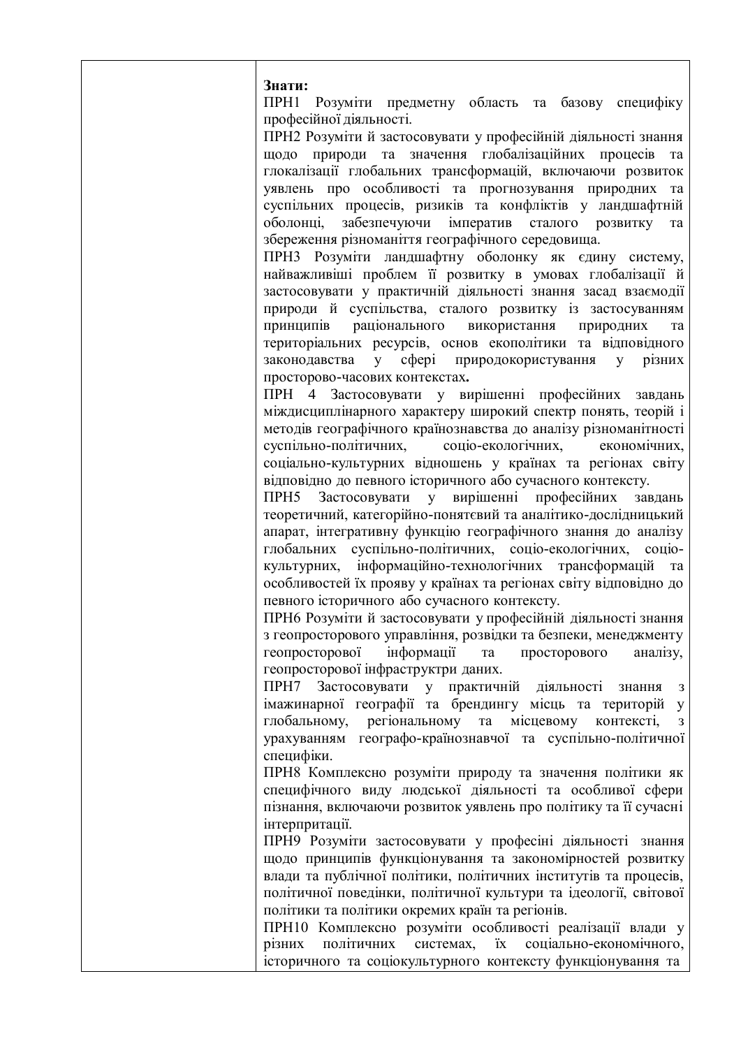| | **Знати:**<br>ПРН1 Розуміти предметну область та базову специфіку професійної діяльності.<br>ПРН2 Розуміти й застосовувати у професійній діяльності знання щодо природи та значення глобалізаційних процесів та глокалізації глобальних трансформацій, включаючи розвиток уявлень про особливості та прогнозування природних та суспільних процесів, ризиків та конфліктів у ландшафтній оболонці, забезпечуючи імператив сталого розвитку та збереження різноманіття географічного середовища.<br>ПРН3 Розуміти ландшафтну оболонку як єдину систему, найважливіші проблем її розвитку в умовах глобалізації й застосовувати у практичній діяльності знання засад взаємодії природи й суспільства, сталого розвитку із застосуванням принципів раціонального використання природних та територіальних ресурсів, основ екополітики та відповідного законодавства у сфері природокористування у різних просторово-часових контекстах**.**<br>ПРН 4 Застосовувати у вирішенні професійних завдань міждисциплінарного характеру широкий спектр понять, теорій і методів географічного країнознавства до аналізу різноманітності суспільно-політичних, соціо-екологічних, економічних, соціально-культурних відношень у країнах та регіонах світу відповідно до певного історичного або сучасного контексту.<br>ПРН5 Застосовувати у вирішенні професійних завдань теоретичний, категорійно-понятєвий та аналітико-дослідницький апарат, інтегративну функцію географічного знання до аналізу глобальних суспільно-політичних, соціо-екологічних, соціо-культурних, інформаційно-технологічних трансформацій та особливостей їх прояву у країнах та регіонах світу відповідно до певного історичного або сучасного контексту.<br>ПРН6 Розуміти й застосовувати у професійній діяльності знання з геопросторового управління, розвідки та безпеки, менеджменту геопросторової інформації та просторового аналізу, геопросторової інфраструктури даних.<br>ПРН7 Застосовувати у практичній діяльності знання з імажинарної географії та брендингу місць та територій у глобальному, регіональному та місцевому контексті, з урахуванням географо-країнознавчої та суспільно-політичної специфіки.<br>ПРН8 Комплексно розуміти природу та значення політики як специфічного виду людської діяльності та особливої сфери пізнання, включаючи розвиток уявлень про політику та її сучасні інтерпритації.<br>ПРН9 Розуміти застосовувати у професіні діяльності знання щодо принципів функціонування та закономірностей розвитку влади та публічної політики, політичних інститутів та процесів, політичної поведінки, політичної культури та ідеології, світової політики та політики окремих країн та регіонів.<br>ПРН10 Комплексно розуміти особливості реалізації влади у різних політичних системах, їх соціально-економічного, історичного та соціокультурного контексту функціонування та |
|---|---|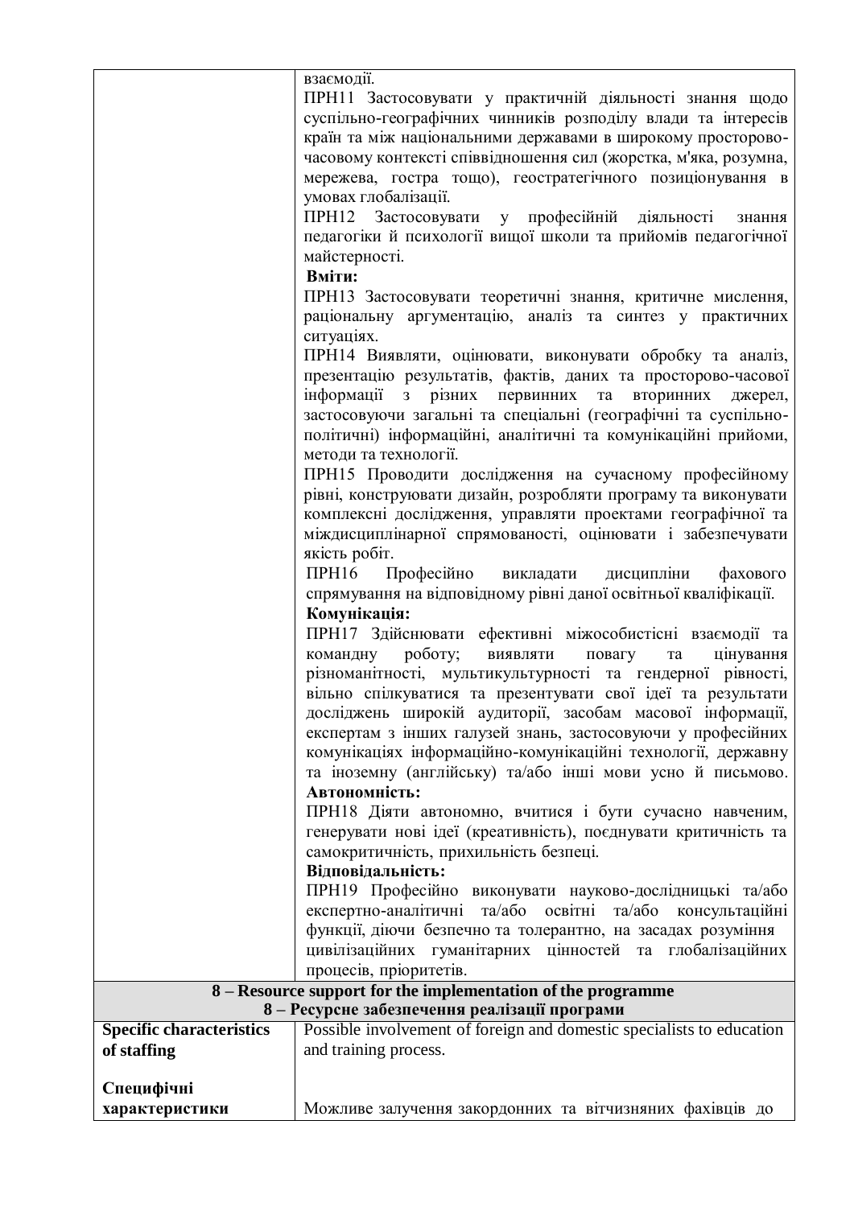| | |
|---|---|
| | взаємодії.<br>ПРН11 Застосовувати у практичній діяльності знання щодо суспільно-географічних чинників розподілу влади та інтересів країн та між національними державами в широкому просторово-часовому контексті співвідношення сил (жорстка, м'яка, розумна, мережева, гостра тощо), геостратегічного позиціонування в умовах глобалізації.<br>ПРН12 Застосовувати у професійній діяльності знання педагогіки й психології вищої школи та прийомів педагогічної майстерності.<br>**Вміти:**<br>ПРН13 Застосовувати теоретичні знання, критичне мислення, раціональну аргументацію, аналіз та синтез у практичних ситуаціях.<br>ПРН14 Виявляти, оцінювати, виконувати обробку та аналіз, презентацію результатів, фактів, даних та просторово-часової інформації з різних первинних та вторинних джерел, застосовуючи загальні та спеціальні (географічні та суспільно-політичні) інформаційні, аналітичні та комунікаційні прийоми, методи та технології.<br>ПРН15 Проводити дослідження на сучасному професійному рівні, конструювати дизайн, розробляти програму та виконувати комплексні дослідження, управляти проектами географічної та міждисциплінарної спрямованості, оцінювати і забезпечувати якість робіт.<br>ПРН16 Професійно викладати дисципліни фахового спрямування на відповідному рівні даної освітньої кваліфікації.<br>**Комунікація:**<br>ПРН17 Здійснювати ефективні міжособистісні взаємодії та командну роботу; виявляти повагу та цінування різноманітності, мультикультурності та гендерної рівності, вільно спілкуватися та презентувати свої ідеї та результати досліджень широкій аудиторії, засобам масової інформації, експертам з інших галузей знань, застосовуючи у професійних комунікаціях інформаційно-комунікаційні технології, державну та іноземну (англійську) та/або інші мови усно й письмово.<br>**Автономність:**<br>ПРН18 Діяти автономно, вчитися і бути сучасно навченим, генерувати нові ідеї (креативність), поєднувати критичність та самокритичність, прихильність безпеці.<br>**Відповідальність:**<br>ПРН19 Професійно виконувати науково-дослідницькі та/або експертно-аналітичні та/або освітні та/або консультаційні функції, діючи безпечно та толерантно, на засадах розуміння цивілізаційних гуманітарних цінностей та глобалізаційних процесів, пріоритетів. |
| **8 – Resource support for the implementation of the programme<br>8 – Ресурсне забезпечення реалізації програми** | |
| **Specific characteristics of staffing**<br><br>**Специфічні характеристики** | Possible involvement of foreign and domestic specialists to education and training process.<br><br>Можливе залучення закордонних та вітчизняних фахівців до |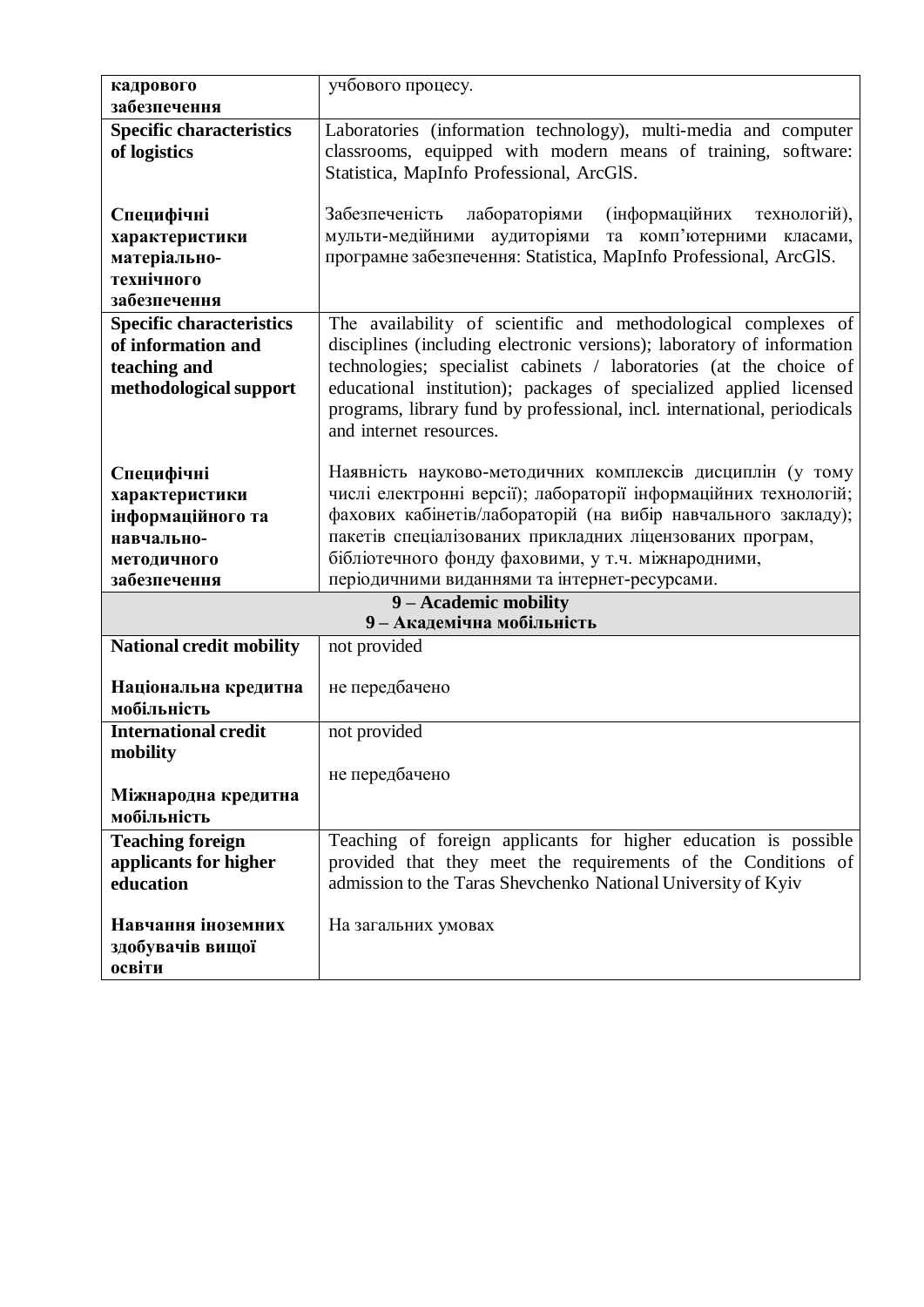| **кадрового забезпечення** | учбового процесу. |
|---|---|
| **Specific characteristics of logistics**<br><br>**Специфічні характеристики матеріально-технічного забезпечення** | Laboratories (information technology), multi-media and computer classrooms, equipped with modern means of training, software: Statistica, MapInfo Professional, ArcGlS.<br><br>Забезпеченість лабораторіями (інформаційних технологій), мульти-медійними аудиторіями та комп'ютерними класами, програмне забезпечення: Statistica, MapInfo Professional, ArcGlS. |
| **Specific characteristics of information and teaching and methodological support**<br><br>**Специфічні характеристики інформаційного та навчально-методичного забезпечення** | The availability of scientific and methodological complexes of disciplines (including electronic versions); laboratory of information technologies; specialist cabinets / laboratories (at the choice of educational institution); packages of specialized applied licensed programs, library fund by professional, incl. international, periodicals and internet resources.<br><br>Наявність науково-методичних комплексів дисциплін (у тому числі електронні версії); лабораторії інформаційних технологій; фахових кабінетів/лабораторій (на вибір навчального закладу); пакетів спеціалізованих прикладних ліцензованих програм, бібліотечного фонду фаховими, у т.ч. міжнародними, періодичними виданнями та інтернет-ресурсами. |
| **9 – Academic mobility**<br>**9 – Академічна мобільність** | |
| **National credit mobility**<br><br>**Національна кредитна мобільність** | not provided<br><br>не передбачено |
| **International credit mobility**<br><br>**Міжнародна кредитна мобільність** | not provided<br><br>не передбачено |
| **Teaching foreign applicants for higher education**<br><br>**Навчання іноземних здобувачів вищої освіти** | Teaching of foreign applicants for higher education is possible provided that they meet the requirements of the Conditions of admission to the Taras Shevchenko National University of Kyiv<br><br>На загальних умовах |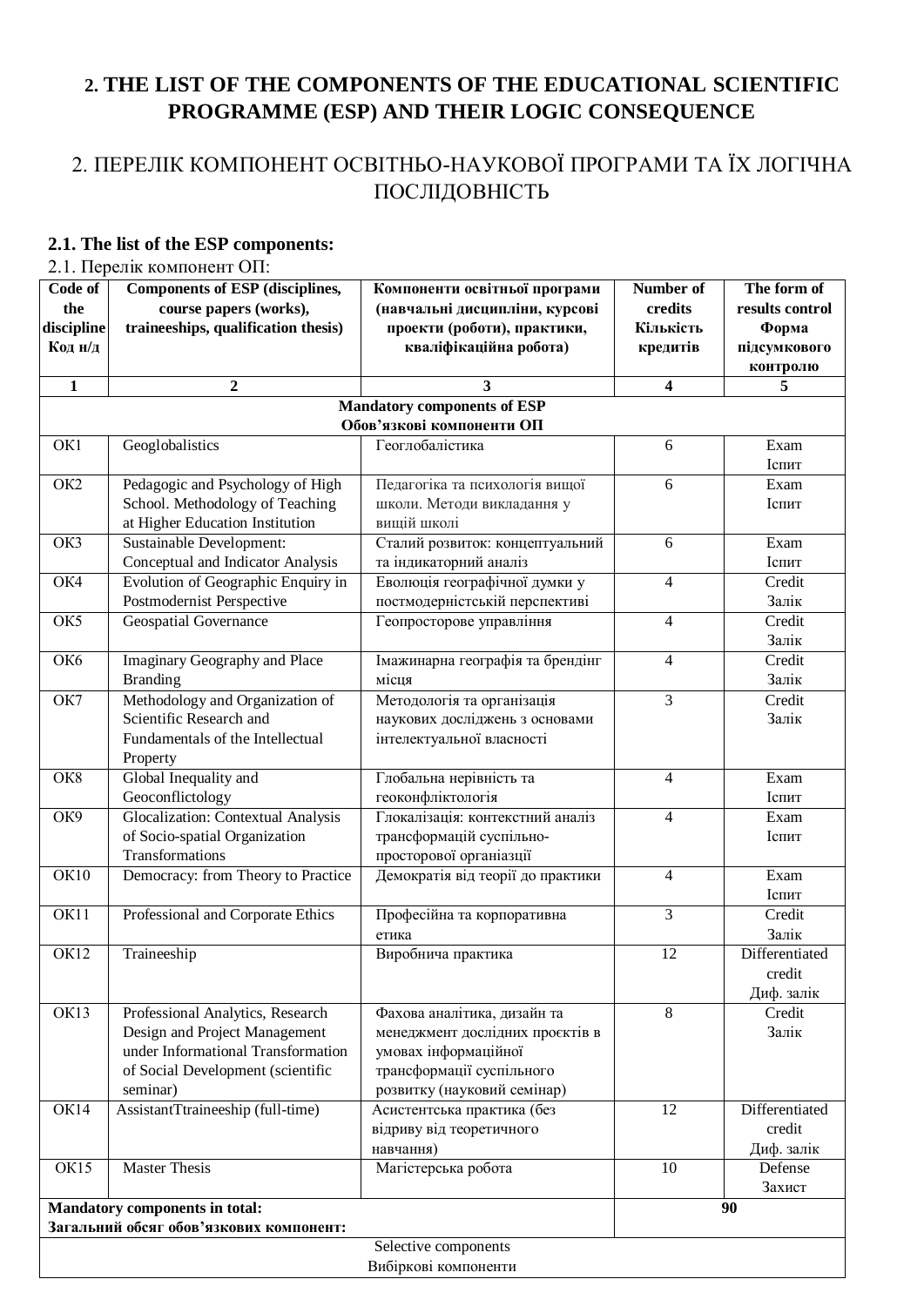## 2. THE LIST OF THE COMPONENTS OF THE EDUCATIONAL SCIENTIFIC PROGRAMME (ESP) AND THEIR LOGIC CONSEQUENCE

## 2. ПЕРЕЛІК КОМПОНЕНТ ОСВІТНЬО-НАУКОВОЇ ПРОГРАМИ ТА ЇХ ЛОГІЧНА ПОСЛІДОВНІСТЬ

**2.1. The list of the ESP components:**

2.1. Перелік компонент ОП:

| Code of the discipline Код н/д | Components of ESP (disciplines, course papers (works), traineeships, qualification thesis) | Компоненти освітньої програми (навчальні дисципліни, курсові проекти (роботи), практики, кваліфікаційна робота) | Number of credits Кількість кредитів | The form of results control Форма підсумкового контролю |
|---|---|---|---|---|
| 1 | 2 | 3 | 4 | 5 |
| **Mandatory components of ESP Обов'язкові компоненти ОП** | | | | |
| ОК1 | Geoglobalistics | Геоглобалістика | 6 | Exam Іспит |
| ОК2 | Pedagogic and Psychology of High School. Methodology of Teaching at Higher Education Institution | Педагогіка та психологія вищої школи. Методи викладання у вищій школі | 6 | Exam Іспит |
| ОК3 | Sustainable Development: Conceptual and Indicator Analysis | Сталий розвиток: концептуальний та індикаторний аналіз | 6 | Exam Іспит |
| ОК4 | Evolution of Geographic Enquiry in Postmodernist Perspective | Еволюція географічної думки у постмодерністській перспективі | 4 | Credit Залік |
| ОК5 | Geospatial Governance | Геопросторове управління | 4 | Credit Залік |
| ОК6 | Imaginary Geography and Place Branding | Імажинарна географія та брендінг місця | 4 | Credit Залік |
| ОК7 | Methodology and Organization of Scientific Research and Fundamentals of the Intellectual Property | Методологія та організація наукових досліджень з основами інтелектуальної власності | 3 | Credit Залік |
| ОК8 | Global Inequality and Geoconflictology | Глобальна нерівність та геоконфліктологія | 4 | Exam Іспит |
| ОК9 | Glocalization: Contextual Analysis of Socio-spatial Organization Transformations | Глокалізація: контекстний аналіз трансформацій суспільно-просторової organізації | 4 | Exam Іспит |
| ОК10 | Democracy: from Theory to Practice | Демократія від теорії до практики | 4 | Exam Іспит |
| ОК11 | Professional and Corporate Ethics | Професійна та корпоративна етика | 3 | Credit Залік |
| ОК12 | Traineeship | Виробнича практика | 12 | Differentiated credit Диф. залік |
| ОК13 | Professional Analytics, Research Design and Project Management under Informational Transformation of Social Development (scientific seminar) | Фахова аналітика, дизайн та менеджмент дослідних проєктів в умовах інформаційної трансформації суспільного розвитку (науковий семінар) | 8 | Credit Залік |
| ОК14 | AssistantTtraineeship (full-time) | Асистентська практика (без відриву від теоретичного навчання) | 12 | Differentiated credit Диф. залік |
| ОК15 | Master Thesis | Магістерська робота | 10 | Defense Захист |
| **Mandatory components in total: Загальний обсяг обов'язкових компонент:** | | | **90** | |
| Selective components Вибіркові компоненти | | | | |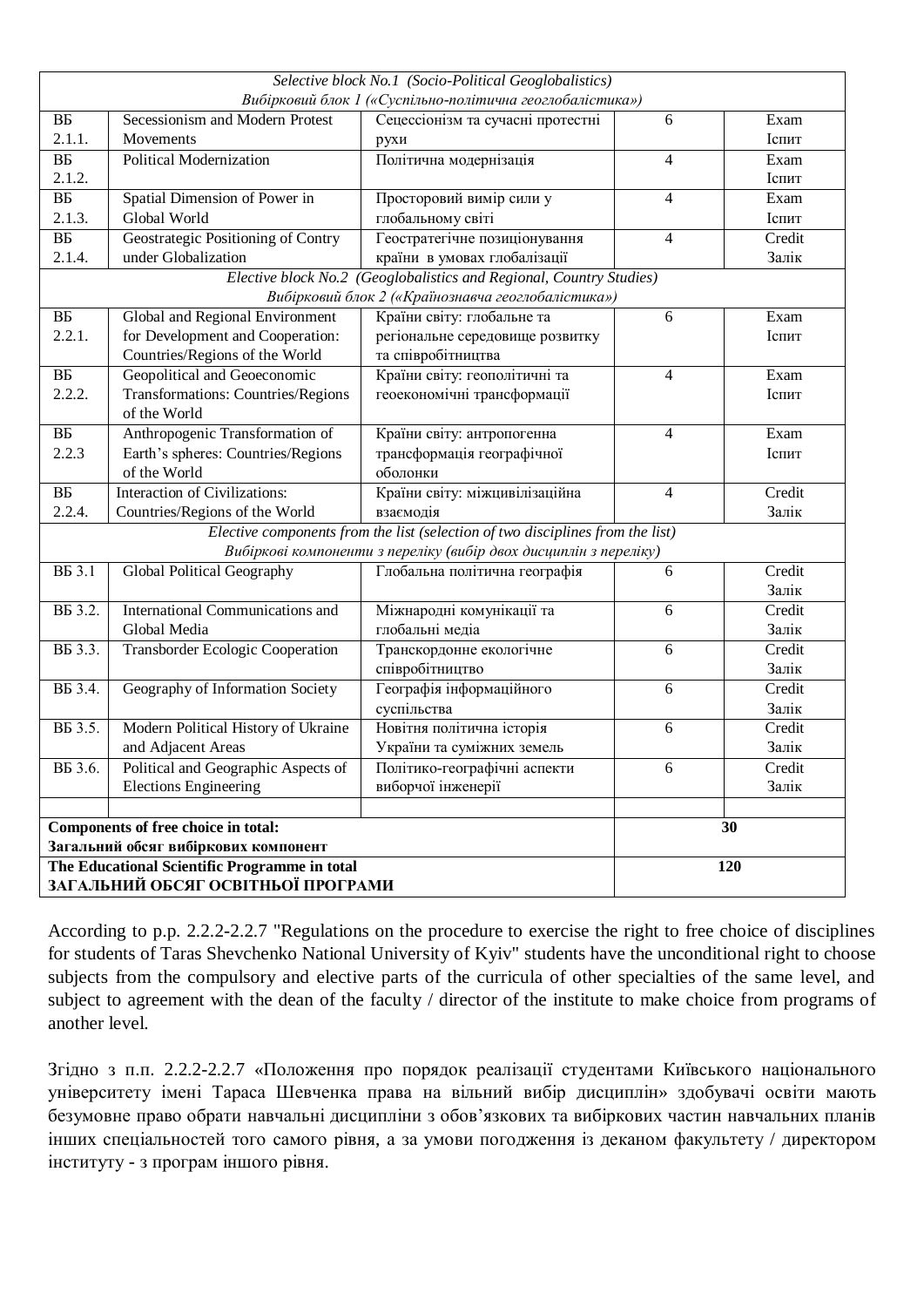| | | | | |
|---|---|---|---|---|
| *Selective block No.1 (Socio-Political Geoglobalistics)* *Вибірковий блок 1 («Суспільно-політична геоглобалістика»)* | | | | |
| ВБ 2.1.1. | Secessionism and Modern Protest Movements | Сецессіонізм та сучасні протестні рухи | 6 | Exam Іспит |
| ВБ 2.1.2. | Political Modernization | Політична модернізація | 4 | Exam Іспит |
| ВБ 2.1.3. | Spatial Dimension of Power in Global World | Просторовий вимір сили у глобальному світі | 4 | Exam Іспит |
| ВБ 2.1.4. | Geostrategic Positioning of Contry under Globalization | Геостратегічне позиціонування країни в умовах глобалізації | 4 | Credit Залік |
| *Elective block No.2 (Geoglobalistics and Regional, Country Studies)* *Вибірковий блок 2 («Країнознавча геоглобалістика»)* | | | | |
| ВБ 2.2.1. | Global and Regional Environment for Development and Cooperation: Countries/Regions of the World | Країни світу: глобальне та регіональне середовище розвитку та співробітництва | 6 | Exam Іспит |
| ВБ 2.2.2. | Geopolitical and Geoeconomic Transformations: Countries/Regions of the World | Країни світу: геополітичні та геоекономічні трансформації | 4 | Exam Іспит |
| ВБ 2.2.3 | Anthropogenic Transformation of Earth's spheres: Countries/Regions of the World | Країни світу: антропогенна трансформація географічної оболонки | 4 | Exam Іспит |
| ВБ 2.2.4. | Interaction of Civilizations: Countries/Regions of the World | Країни світу: міжцивілізаційна взаємодія | 4 | Credit Залік |
| *Elective components from the list (selection of two disciplines from the list)* *Вибіркові компоненти з переліку (вибір двох дисциплін з переліку)* | | | | |
| ВБ 3.1 | Global Political Geography | Глобальна політична географія | 6 | Credit Залік |
| ВБ 3.2. | International Communications and Global Media | Міжнародні комунікації та глобальні медіа | 6 | Credit Залік |
| ВБ 3.3. | Transborder Ecologic Cooperation | Транскордонне екологічне співробітництво | 6 | Credit Залік |
| ВБ 3.4. | Geography of Information Society | Географія інформаційного суспільства | 6 | Credit Залік |
| ВБ 3.5. | Modern Political History of Ukraine and Adjacent Areas | Новітня політична історія України та суміжних земель | 6 | Credit Залік |
| ВБ 3.6. | Political and Geographic Aspects of Elections Engineering | Політико-географічні аспекти виборчої інженерії | 6 | Credit Залік |
| | | | | |
| **Components of free choice in total:** **Загальний обсяг вибіркових компонент** | | | **30** | |
| **The Educational Scientific Programme in total** **ЗАГАЛЬНИЙ ОБСЯГ ОСВІТНЬОЇ ПРОГРАМИ** | | | **120** | |

According to p.p. 2.2.2-2.2.7 "Regulations on the procedure to exercise the right to free choice of disciplines for students of Taras Shevchenko National University of Kyiv" students have the unconditional right to choose subjects from the compulsory and elective parts of the curricula of other specialties of the same level, and subject to agreement with the dean of the faculty / director of the institute to make choice from programs of another level.

Згідно з п.п. 2.2.2-2.2.7 «Положення про порядок реалізації студентами Київського національного університету імені Тараса Шевченка права на вільний вибір дисциплін» здобувачі освіти мають безумовне право обрати навчальні дисципліни з обов'язкових та вибіркових частин навчальних планів інших спеціальностей того самого рівня, а за умови погодження із деканом факультету / директором інституту - з програм іншого рівня.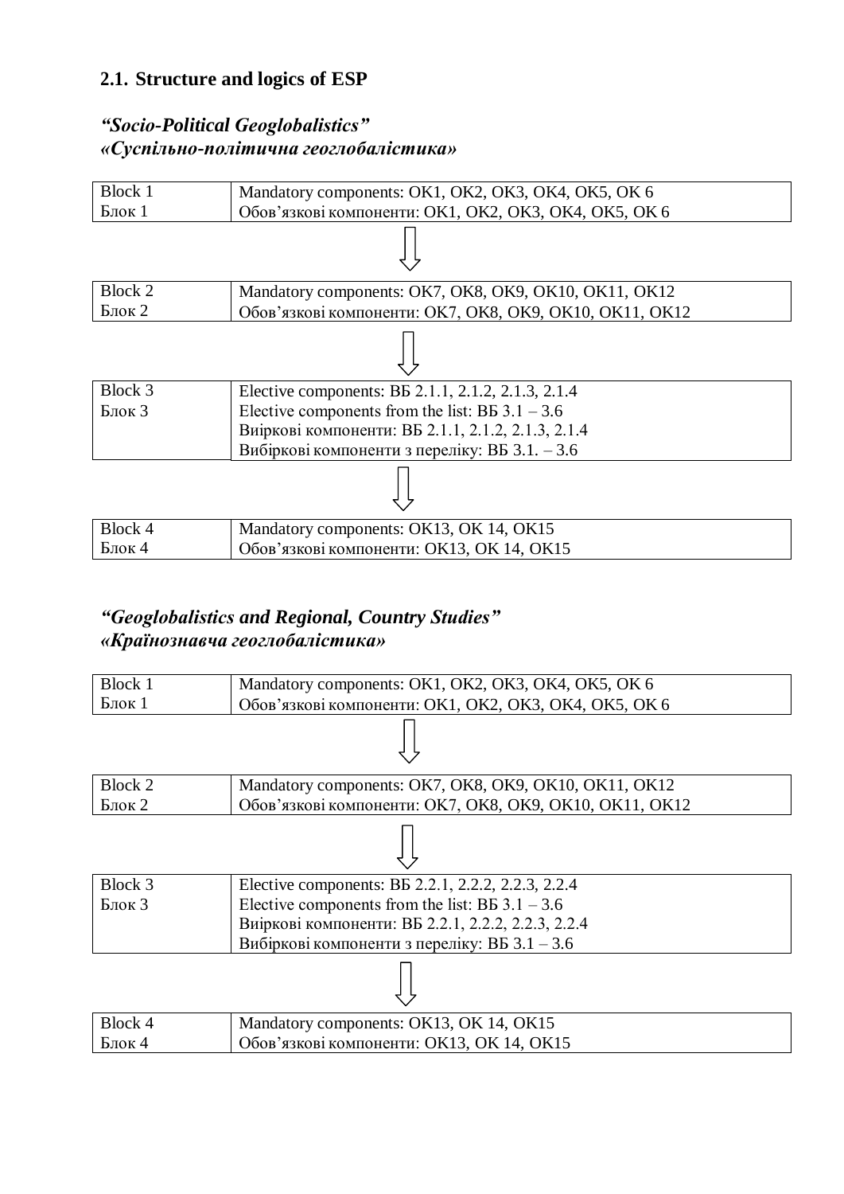## 2.1. Structure and logics of ESP

### *“Socio-Political Geoglobalistics”*
### *«Суспільно-політична геоглобалістика»*

| Block 1<br>Блок 1 | Mandatory components: OK1, OK2, OK3, OK4, OK5, OK 6<br>Обов’язкові компоненти: OK1, OK2, OK3, OK4, OK5, OK 6 |
|---|---|

⇩

| Block 2<br>Блок 2 | Mandatory components: OK7, OK8, OK9, OK10, OK11, OK12<br>Обов’язкові компоненти: OK7, OK8, OK9, OK10, OK11, OK12 |
|---|---|

⇩

| Block 3<br>Блок 3 | Elective components: ВБ 2.1.1, 2.1.2, 2.1.3, 2.1.4<br>Elective components from the list: ВБ 3.1 – 3.6<br>Виіркові компоненти: ВБ 2.1.1, 2.1.2, 2.1.3, 2.1.4<br>Вибіркові компоненти з переліку: ВБ 3.1. – 3.6 |
|---|---|

⇩

| Block 4<br>Блок 4 | Mandatory components: OK13, OK 14, OK15<br>Обов’язкові компоненти: OK13, OK 14, OK15 |
|---|---|

### *“Geoglobalistics and Regional, Country Studies”*
### *«Країнознавча геоглобалістика»*

| Block 1<br>Блок 1 | Mandatory components: OK1, OK2, OK3, OK4, OK5, OK 6<br>Обов’язкові компоненти: OK1, OK2, OK3, OK4, OK5, OK 6 |
|---|---|

⇩

| Block 2<br>Блок 2 | Mandatory components: OK7, OK8, OK9, OK10, OK11, OK12<br>Обов’язкові компоненти: OK7, OK8, OK9, OK10, OK11, OK12 |
|---|---|

⇩

| Block 3<br>Блок 3 | Elective components: ВБ 2.2.1, 2.2.2, 2.2.3, 2.2.4<br>Elective components from the list: ВБ 3.1 – 3.6<br>Виіркові компоненти: ВБ 2.2.1, 2.2.2, 2.2.3, 2.2.4<br>Вибіркові компоненти з переліку: ВБ 3.1 – 3.6 |
|---|---|

⇩

| Block 4<br>Блок 4 | Mandatory components: OK13, OK 14, OK15<br>Обов’язкові компоненти: OK13, OK 14, OK15 |
|---|---|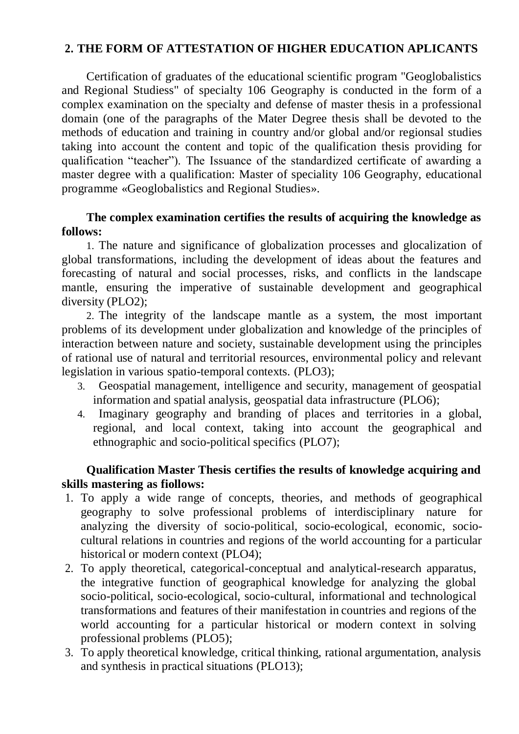## 2. THE FORM OF ATTESTATION OF HIGHER EDUCATION APLICANTS

Certification of graduates of the educational scientific program "Geoglobalistics and Regional Studiess" of specialty 106 Geography is conducted in the form of a complex examination on the specialty and defense of master thesis in a professional domain (one of the paragraphs of the Mater Degree thesis shall be devoted to the methods of education and training in country and/or global and/or regionsal studies taking into account the content and topic of the qualification thesis providing for qualification "teacher"). The Issuance of the standardized certificate of awarding a master degree with a qualification: Master of speciality 106 Geography, educational programme «Geoglobalistics and Regional Studies».

**The complex examination certifies the results of acquiring the knowledge as follows:**

1. The nature and significance of globalization processes and glocalization of global transformations, including the development of ideas about the features and forecasting of natural and social processes, risks, and conflicts in the landscape mantle, ensuring the imperative of sustainable development and geographical diversity (PLO2);
2. The integrity of the landscape mantle as a system, the most important problems of its development under globalization and knowledge of the principles of interaction between nature and society, sustainable development using the principles of rational use of natural and territorial resources, environmental policy and relevant legislation in various spatio-temporal contexts. (PLO3);
3. Geospatial management, intelligence and security, management of geospatial information and spatial analysis, geospatial data infrastructure (PLO6);
4. Imaginary geography and branding of places and territories in a global, regional, and local context, taking into account the geographical and ethnographic and socio-political specifics (PLO7);

**Qualification Master Thesis certifies the results of knowledge acquiring and skills mastering as fiollows:**

1. To apply a wide range of concepts, theories, and methods of geographical geography to solve professional problems of interdisciplinary nature for analyzing the diversity of socio-political, socio-ecological, economic, socio-cultural relations in countries and regions of the world accounting for a particular historical or modern context (PLO4);
2. To apply theoretical, categorical-conceptual and analytical-research apparatus, the integrative function of geographical knowledge for analyzing the global socio-political, socio-ecological, socio-cultural, informational and technological transformations and features of their manifestation in countries and regions of the world accounting for a particular historical or modern context in solving professional problems (PLO5);
3. To apply theoretical knowledge, critical thinking, rational argumentation, analysis and synthesis in practical situations (PLO13);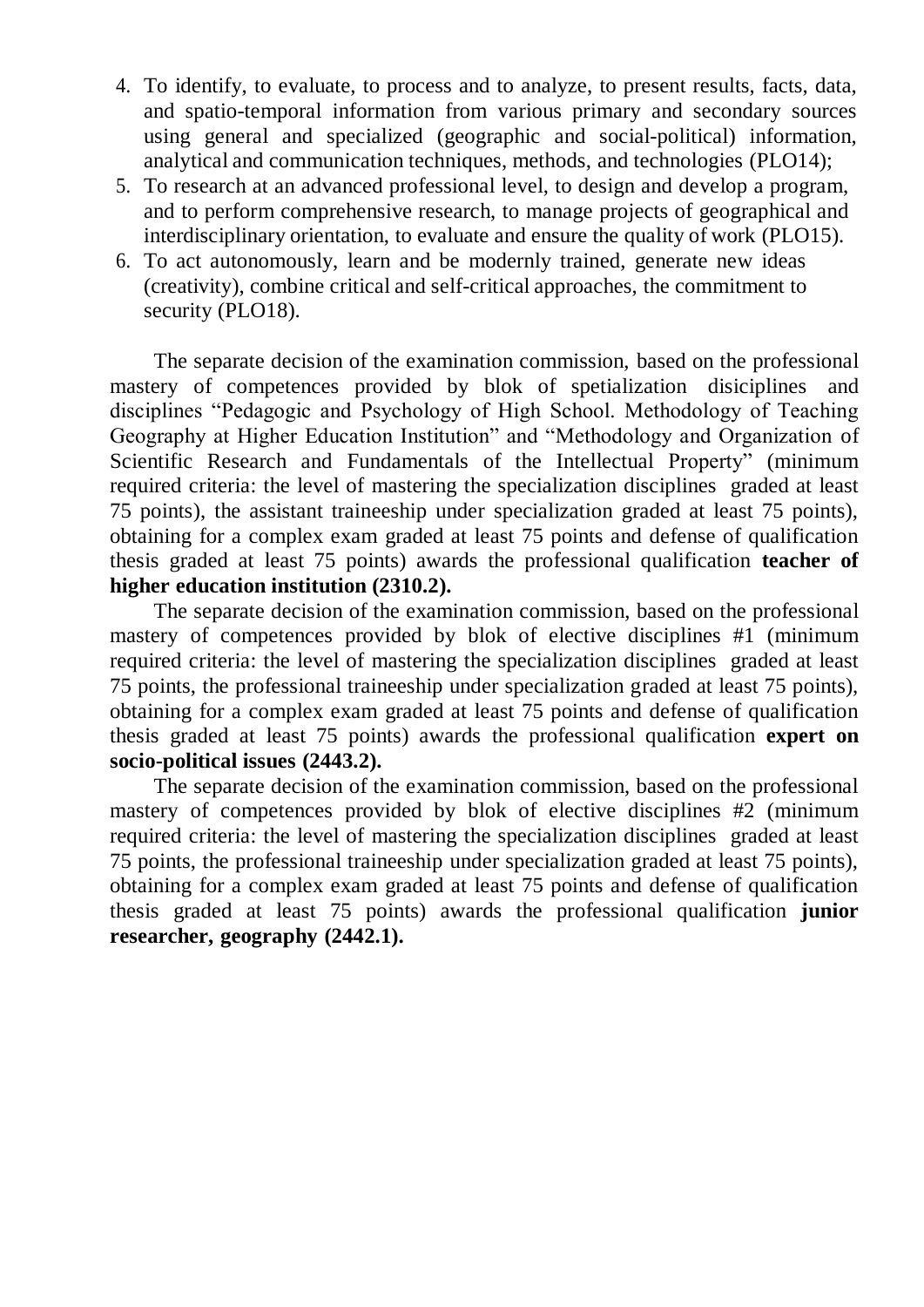4. To identify, to evaluate, to process and to analyze, to present results, facts, data, and spatio-temporal information from various primary and secondary sources using general and specialized (geographic and social-political) information, analytical and communication techniques, methods, and technologies (PLO14);
5. To research at an advanced professional level, to design and develop a program, and to perform comprehensive research, to manage projects of geographical and interdisciplinary orientation, to evaluate and ensure the quality of work (PLO15).
6. To act autonomously, learn and be modernly trained, generate new ideas (creativity), combine critical and self-critical approaches, the commitment to security (PLO18).

The separate decision of the examination commission, based on the professional mastery of competences provided by blok of spetialization disiciplines and disciplines "Pedagogic and Psychology of High School. Methodology of Teaching Geography at Higher Education Institution" and "Methodology and Organization of Scientific Research and Fundamentals of the Intellectual Property" (minimum required criteria: the level of mastering the specialization disciplines graded at least 75 points), the assistant traineeship under specialization graded at least 75 points), obtaining for a complex exam graded at least 75 points and defense of qualification thesis graded at least 75 points) awards the professional qualification **teacher of higher education institution (2310.2).**

The separate decision of the examination commission, based on the professional mastery of competences provided by blok of elective disciplines #1 (minimum required criteria: the level of mastering the specialization disciplines graded at least 75 points, the professional traineeship under specialization graded at least 75 points), obtaining for a complex exam graded at least 75 points and defense of qualification thesis graded at least 75 points) awards the professional qualification **expert on socio-political issues (2443.2).**

The separate decision of the examination commission, based on the professional mastery of competences provided by blok of elective disciplines #2 (minimum required criteria: the level of mastering the specialization disciplines graded at least 75 points, the professional traineeship under specialization graded at least 75 points), obtaining for a complex exam graded at least 75 points and defense of qualification thesis graded at least 75 points) awards the professional qualification **junior researcher, geography (2442.1).**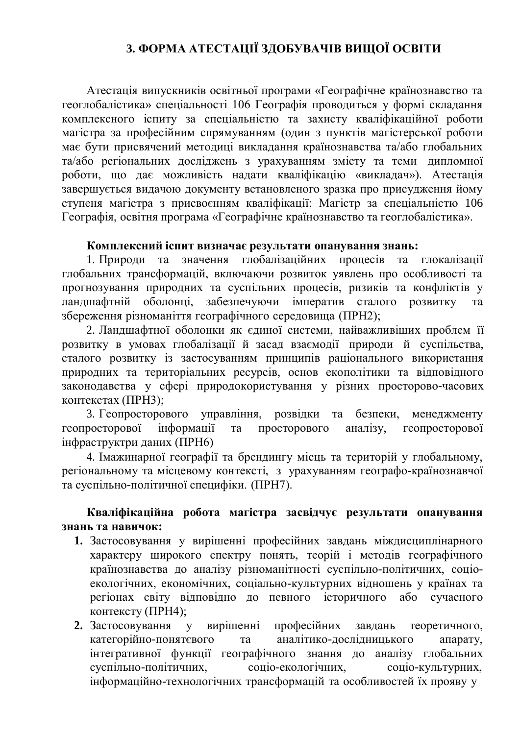## 3. ФОРМА АТЕСТАЦІЇ ЗДОБУВАЧІВ ВИЩОЇ ОСВІТИ

Атестація випускників освітньої програми «Географічне країнознавство та геоглобалістика» спеціальності 106 Географія проводиться у формі складання комплексного іспиту за спеціальністю та захисту кваліфікаційної роботи магістра за професійним спрямуванням (один з пунктів магістерської роботи має бути присвячений методиці викладання країнознавства та/або глобальних та/або регіональних досліджень з урахуванням змісту та теми дипломної роботи, що дає можливість надати кваліфікацію «викладач»). Атестація завершується видачою документу встановленого зразка про присудження йому ступеня магістра з присвоєнням кваліфікації: Магістр за спеціальністю 106 Географія, освітня програма «Географічне країнознавство та геоглобалістика».

**Комплексний іспит визначає результати опанування знань:**

1. Природи та значення глобалізаційних процесів та глокалізації глобальних трансформацій, включаючи розвиток уявлень про особливості та прогнозування природних та суспільних процесів, ризиків та конфліктів у ландшафтній оболонці, забезпечуючи імператив сталого розвитку та збереження різноманіття географічного середовища (ПРН2);
2. Ландшафтної оболонки як єдиної системи, найважливіших проблем її розвитку в умовах глобалізації й засад взаємодії природи й суспільства, сталого розвитку із застосуванням принципів раціонального використання природних та територіальних ресурсів, основ екополітики та відповідного законодавства у сфері природокористування у різних просторово-часових контекстах (ПРН3);
3. Геопросторового управління, розвідки та безпеки, менеджменту геопросторової інформації та просторового аналізу, геопросторової інфраструктри даних (ПРН6)
4. Імажинарної географії та брендингу місць та територій у глобальному, регіональному та місцевому контексті, з урахуванням географо-країнознавчої та суспільно-політичної специфіки. (ПРН7).

**Кваліфікаційна робота магістра засвідчує результати опанування знань та навичок:**

1. Застосовування у вирішенні професійних завдань міждисциплінарного характеру широкого спектру понять, теорій і методів географічного країнознавства до аналізу різноманітності суспільно-політичних, соціо-екологічних, економічних, соціально-культурних відношень у країнах та регіонах світу відповідно до певного історичного або сучасного контексту (ПРН4);
2. Застосовування у вирішенні професійних завдань теоретичного, категорійно-понятєвого та аналітико-дослідницького апарату, інтегративної функції географічного знання до аналізу глобальних суспільно-політичних, соціо-екологічних, соціо-культурних, інформаційно-технологічних трансформацій та особливостей їх прояву у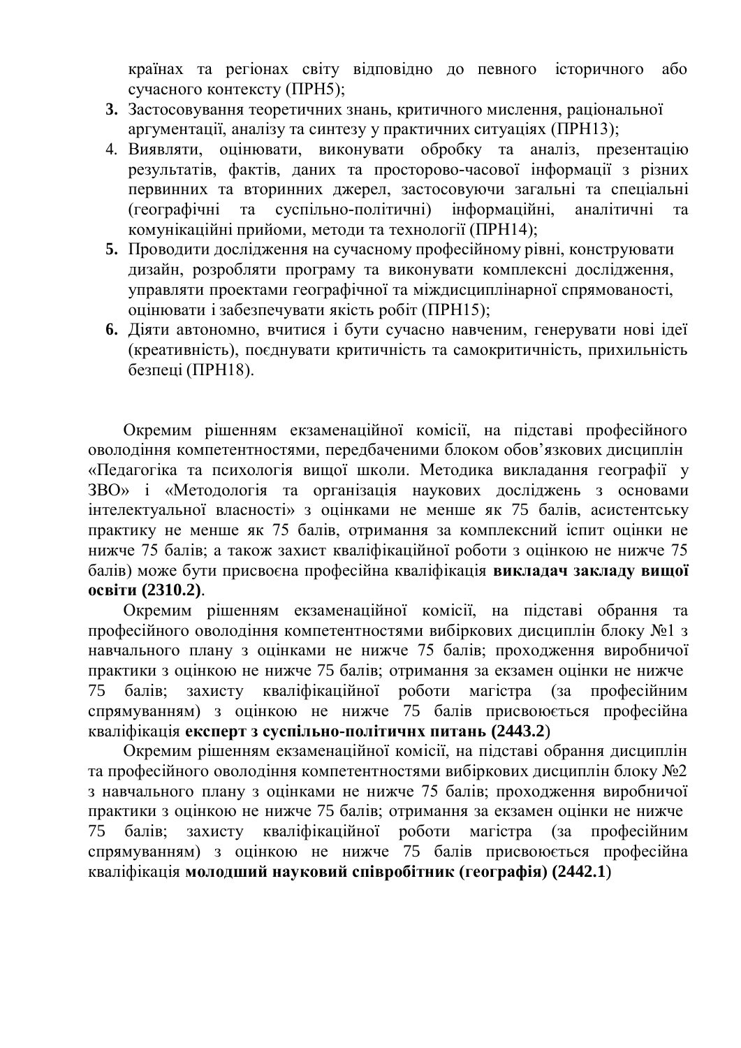країнах та регіонах світу відповідно до певного історичного або сучасного контексту (ПРН5);

3. Застосовування теоретичних знань, критичного мислення, раціональної аргументації, аналізу та синтезу у практичних ситуаціях (ПРН13);
4. Виявляти, оцінювати, виконувати обробку та аналіз, презентацію результатів, фактів, даних та просторово-часової інформації з різних первинних та вторинних джерел, застосовуючи загальні та спеціальні (географічні та суспільно-політичні) інформаційні, аналітичні та комунікаційні прийоми, методи та технології (ПРН14);
5. Проводити дослідження на сучасному професійному рівні, конструювати дизайн, розробляти програму та виконувати комплексні дослідження, управляти проектами географічної та міждисциплінарної спрямованості, оцінювати і забезпечувати якість робіт (ПРН15);
6. Діяти автономно, вчитися і бути сучасно навченим, генерувати нові ідеї (креативність), поєднувати критичність та самокритичність, прихильність безпеці (ПРН18).

Окремим рішенням екзаменаційної комісії, на підставі професійного оволодіння компетентностями, передбаченими блоком обов'язкових дисциплін «Педагогіка та психологія вищої школи. Методика викладання географії у ЗВО» і «Методологія та організація наукових досліджень з основами інтелектуальної власності» з оцінками не менше як 75 балів, асистентську практику не менше як 75 балів, отримання за комплексний іспит оцінки не нижче 75 балів; а також захист кваліфікаційної роботи з оцінкою не нижче 75 балів) може бути присвоєна професійна кваліфікація **викладач закладу вищої освіти (2310.2)**.

Окремим рішенням екзаменаційної комісії, на підставі обрання та професійного оволодіння компетентностями вибіркових дисциплін блоку №1 з навчального плану з оцінками не нижче 75 балів; проходження виробничої практики з оцінкою не нижче 75 балів; отримання за екзамен оцінки не нижче 75 балів; захисту кваліфікаційної роботи магістра (за професійним спрямуванням) з оцінкою не нижче 75 балів присвоюється професійна кваліфікація **експерт з суспільно-політичнх питань (2443.2**)

Окремим рішенням екзаменаційної комісії, на підставі обрання дисциплін та професійного оволодіння компетентностями вибіркових дисциплін блоку №2 з навчального плану з оцінками не нижче 75 балів; проходження виробничої практики з оцінкою не нижче 75 балів; отримання за екзамен оцінки не нижче 75 балів; захисту кваліфікаційної роботи магістра (за професійним спрямуванням) з оцінкою не нижче 75 балів присвоюється професійна кваліфікація **молодший науковий співробітник (географія) (2442.1**)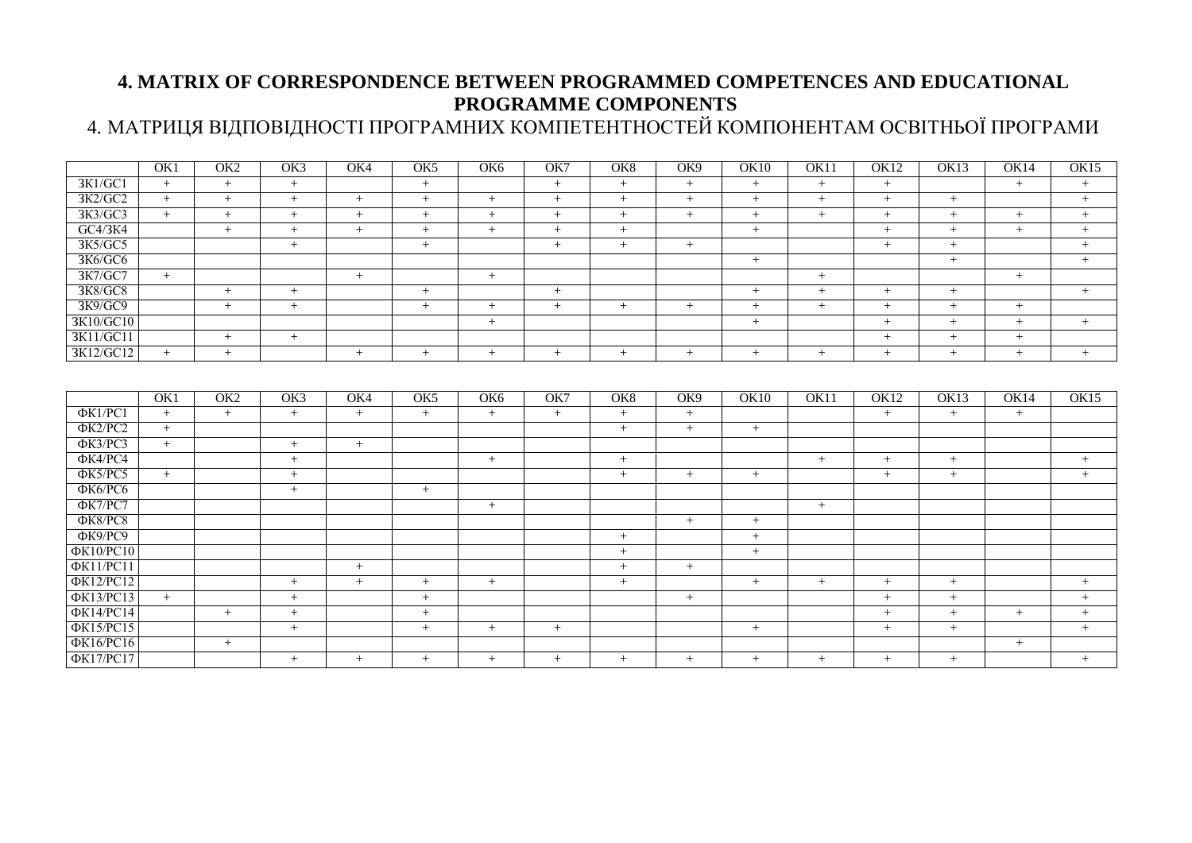# 4. MATRIX OF CORRESPONDENCE BETWEEN PROGRAMMED COMPETENCES AND EDUCATIONAL PROGRAMME COMPONENTS

4. МАТРИЦЯ ВІДПОВІДНОСТІ ПРОГРАМНИХ КОМПЕТЕНТНОСТЕЙ КОМПОНЕНТАМ ОСВІТНЬОЇ ПРОГРАМИ

| | OK1 | OK2 | OK3 | OK4 | OK5 | OK6 | OK7 | OK8 | OK9 | OK10 | OK11 | OK12 | OK13 | OK14 | OK15 |
|---|---|---|---|---|---|---|---|---|---|---|---|---|---|---|---|
| ЗК1/GC1 | + | + | + | | + | | + | + | + | + | + | + | | + | + |
| ЗК2/GC2 | + | + | + | + | + | + | + | + | + | + | + | + | + | | + |
| ЗК3/GC3 | + | + | + | + | + | + | + | + | + | + | + | + | + | + | + |
| GC4/ЗК4 | | + | + | + | + | + | + | + | | + | | + | + | + | + |
| ЗК5/GC5 | | | + | | + | | + | + | + | | | + | + | | + |
| ЗК6/GC6 | | | | | | | | | | + | | | + | | + |
| ЗК7/GC7 | + | | | + | | + | | | | | + | | | + | |
| ЗК8/GC8 | | + | + | | + | | + | | | + | + | + | + | | + |
| ЗК9/GC9 | | + | + | | + | + | + | + | + | + | + | + | + | + | |
| ЗК10/GC10 | | | | | | + | | | | + | | + | + | + | + |
| ЗК11/GC11 | | + | + | | | | | | | | | + | + | + | |
| ЗК12/GC12 | + | + | | + | + | + | + | + | + | + | + | + | + | + | + |

| | OK1 | OK2 | OK3 | OK4 | OK5 | OK6 | OK7 | OK8 | OK9 | OK10 | OK11 | OK12 | OK13 | OK14 | OK15 |
|---|---|---|---|---|---|---|---|---|---|---|---|---|---|---|---|
| ФК1/PC1 | + | + | + | + | + | + | + | + | + | | | + | + | + | |
| ФК2/PC2 | + | | | | | | | + | + | + | | | | | |
| ФК3/PC3 | + | | + | + | | | | | | | | | | | |
| ФК4/PC4 | | | + | | | + | | + | | | + | + | + | | + |
| ФК5/PC5 | + | | + | | | | | + | + | + | | + | + | | + |
| ФК6/PC6 | | | + | | + | | | | | | | | | | |
| ФК7/PC7 | | | | | | + | | | | | + | | | | |
| ФК8/PC8 | | | | | | | | | + | + | | | | | |
| ФК9/PC9 | | | | | | | | + | | + | | | | | |
| ФК10/PC10 | | | | | | | | + | | + | | | | | |
| ФК11/PC11 | | | | + | | | | + | + | | | | | | |
| ФК12/PC12 | | | + | + | + | + | | + | | + | + | + | + | | + |
| ФК13/PC13 | + | | + | | + | | | | + | | | + | + | | + |
| ФК14/PC14 | | + | + | | + | | | | | | | + | + | + | + |
| ФК15/PC15 | | | + | | + | + | + | | | + | | + | + | | + |
| ФК16/PC16 | | + | | | | | | | | | | | | + | |
| ФК17/PC17 | | | + | + | + | + | + | + | + | + | + | + | + | | + |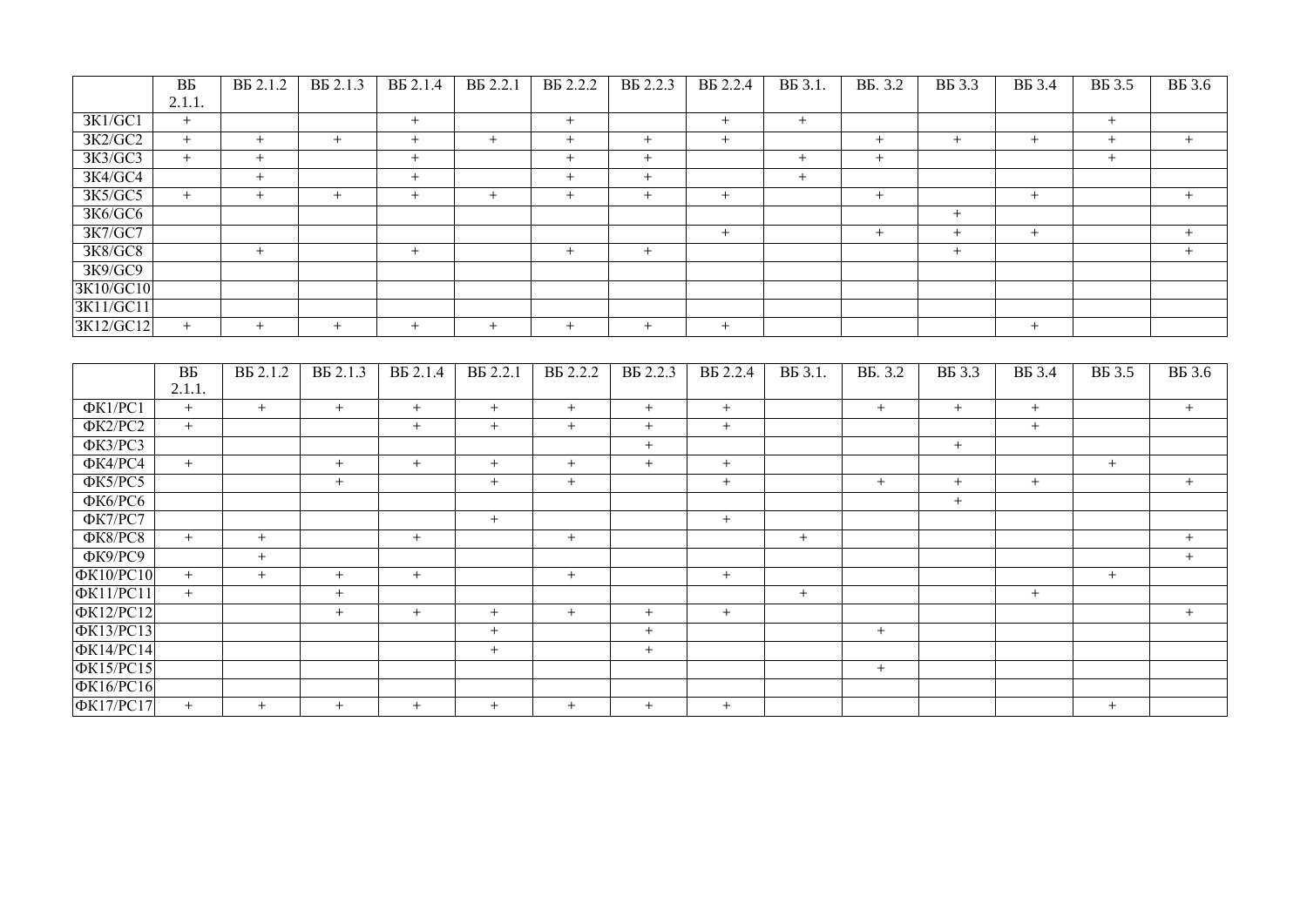| | ВБ 2.1.1. | ВБ 2.1.2 | ВБ 2.1.3 | ВБ 2.1.4 | ВБ 2.2.1 | ВБ 2.2.2 | ВБ 2.2.3 | ВБ 2.2.4 | ВБ 3.1. | ВБ. 3.2 | ВБ 3.3 | ВБ 3.4 | ВБ 3.5 | ВБ 3.6 |
|---|---|---|---|---|---|---|---|---|---|---|---|---|---|---|
| ЗК1/GC1 | + | | | + | | + | | + | + | | | | + | |
| ЗК2/GC2 | + | + | + | + | + | + | + | + | | + | + | + | + | + |
| ЗК3/GC3 | + | + | | + | | + | + | | + | + | | | + | |
| ЗК4/GC4 | | + | | + | | + | + | | + | | | | | |
| ЗК5/GC5 | + | + | + | + | + | + | + | + | | + | | + | | + |
| ЗК6/GC6 | | | | | | | | | | | + | | | |
| ЗК7/GC7 | | | | | | | | + | | + | + | + | | + |
| ЗК8/GC8 | | + | | + | | + | + | | | | + | | | + |
| ЗК9/GC9 | | | | | | | | | | | | | | |
| ЗК10/GC10 | | | | | | | | | | | | | | |
| ЗК11/GC11 | | | | | | | | | | | | | | |
| ЗК12/GC12 | + | + | + | + | + | + | + | + | | | | + | | |

| | ВБ 2.1.1. | ВБ 2.1.2 | ВБ 2.1.3 | ВБ 2.1.4 | ВБ 2.2.1 | ВБ 2.2.2 | ВБ 2.2.3 | ВБ 2.2.4 | ВБ 3.1. | ВБ. 3.2 | ВБ 3.3 | ВБ 3.4 | ВБ 3.5 | ВБ 3.6 |
|---|---|---|---|---|---|---|---|---|---|---|---|---|---|---|
| ФК1/PC1 | + | + | + | + | + | + | + | + | | + | + | + | | + |
| ФК2/PC2 | + | | | + | + | + | + | + | | | | + | | |
| ФК3/PC3 | | | | | | | + | | | | + | | | |
| ФК4/PC4 | + | | + | + | + | + | + | + | | | | | + | |
| ФК5/PC5 | | | + | | + | + | | + | | + | + | + | | + |
| ФК6/PC6 | | | | | | | | | | | + | | | |
| ФК7/PC7 | | | | | + | | | + | | | | | | |
| ФК8/PC8 | + | + | | + | | + | | | + | | | | | + |
| ФК9/PC9 | | + | | | | | | | | | | | | + |
| ФК10/PC10 | + | + | + | + | | + | | + | | | | | + | |
| ФК11/PC11 | + | | + | | | | | | + | | | + | | |
| ФК12/PC12 | | | + | + | + | + | + | + | | | | | | + |
| ФК13/PC13 | | | | | + | | + | | | + | | | | |
| ФК14/PC14 | | | | | + | | + | | | | | | | |
| ФК15/PC15 | | | | | | | | | | + | | | | |
| ФК16/PC16 | | | | | | | | | | | | | | |
| ФК17/PC17 | + | + | + | + | + | + | + | + | | | | | + | |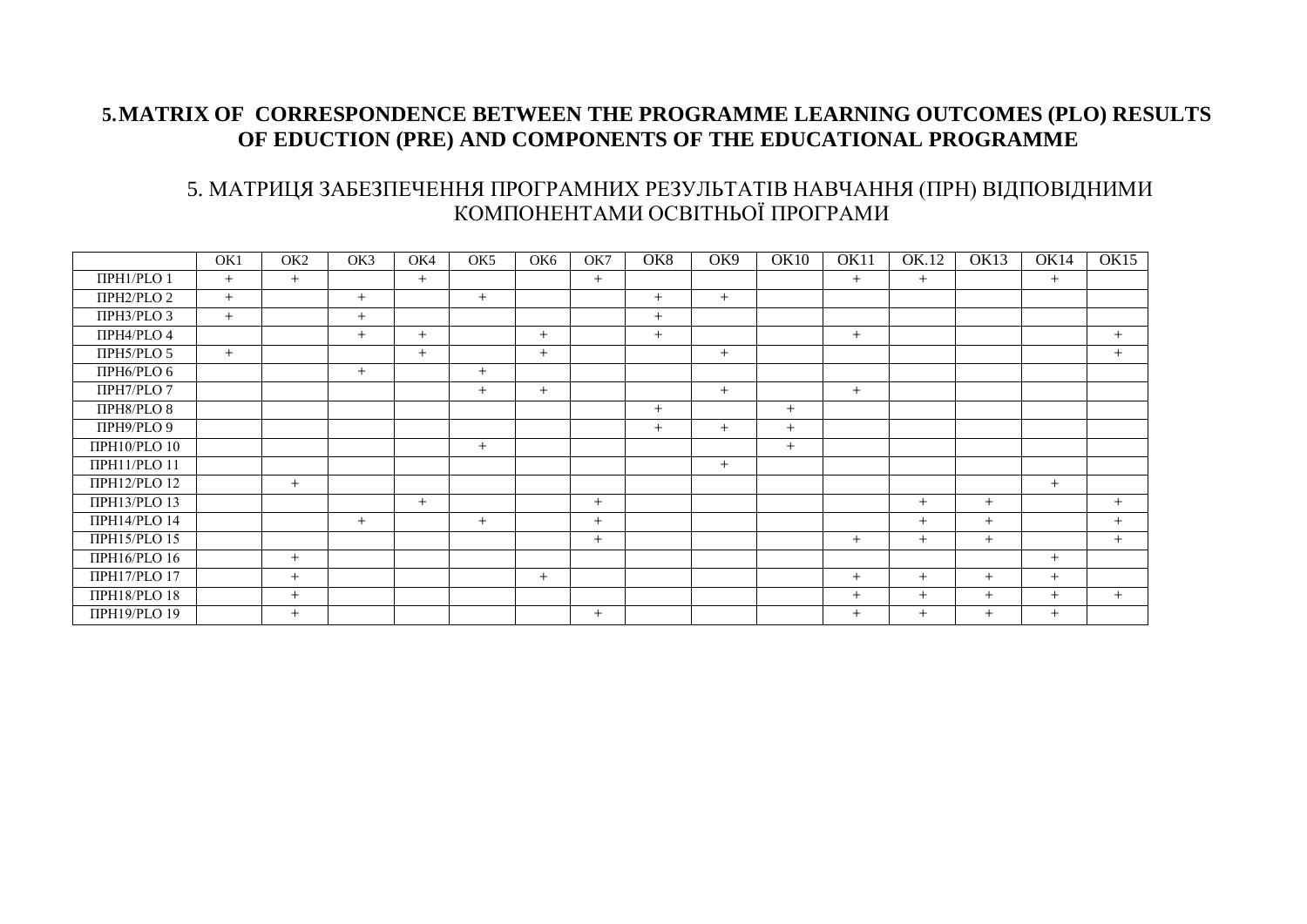## 5. MATRIX OF CORRESPONDENCE BETWEEN THE PROGRAMME LEARNING OUTCOMES (PLO) RESULTS OF EDUCTION (PRE) AND COMPONENTS OF THE EDUCATIONAL PROGRAMME

## 5. МАТРИЦЯ ЗАБЕЗПЕЧЕННЯ ПРОГРАМНИХ РЕЗУЛЬТАТІВ НАВЧАННЯ (ПРН) ВІДПОВІДНИМИ КОМПОНЕНТАМИ ОСВІТНЬОЇ ПРОГРАМИ

| | ОК1 | ОК2 | ОК3 | ОК4 | ОК5 | ОК6 | ОК7 | ОК8 | ОК9 | ОК10 | ОК11 | ОК.12 | ОК13 | ОК14 | ОК15 |
|---|---|---|---|---|---|---|---|---|---|---|---|---|---|---|---|
| ПРН1/PLO 1 | + | + | | + | | | + | | | | + | + | | + | |
| ПРН2/PLO 2 | + | | + | | + | | | + | + | | | | | | |
| ПРН3/PLO 3 | + | | + | | | | | + | | | | | | | |
| ПРН4/PLO 4 | | | + | + | | + | | + | | | + | | | | + |
| ПРН5/PLO 5 | + | | | + | | + | | | + | | | | | | + |
| ПРН6/PLO 6 | | | + | | + | | | | | | | | | | |
| ПРН7/PLO 7 | | | | | + | + | | | + | | + | | | | |
| ПРН8/PLO 8 | | | | | | | | + | | + | | | | | |
| ПРН9/PLO 9 | | | | | | | | + | + | + | | | | | |
| ПРН10/PLO 10 | | | | | + | | | | | + | | | | | |
| ПРН11/PLO 11 | | | | | | | | | + | | | | | | |
| ПРН12/PLO 12 | | + | | | | | | | | | | | | + | |
| ПРН13/PLO 13 | | | | + | | | + | | | | | + | + | | + |
| ПРН14/PLO 14 | | | + | | + | | + | | | | | + | + | | + |
| ПРН15/PLO 15 | | | | | | | + | | | | + | + | + | | + |
| ПРН16/PLO 16 | | + | | | | | | | | | | | | + | |
| ПРН17/PLO 17 | | + | | | | + | | | | | + | + | + | + | |
| ПРН18/PLO 18 | | + | | | | | | | | | + | + | + | + | + |
| ПРН19/PLO 19 | | + | | | | | + | | | | + | + | + | + | |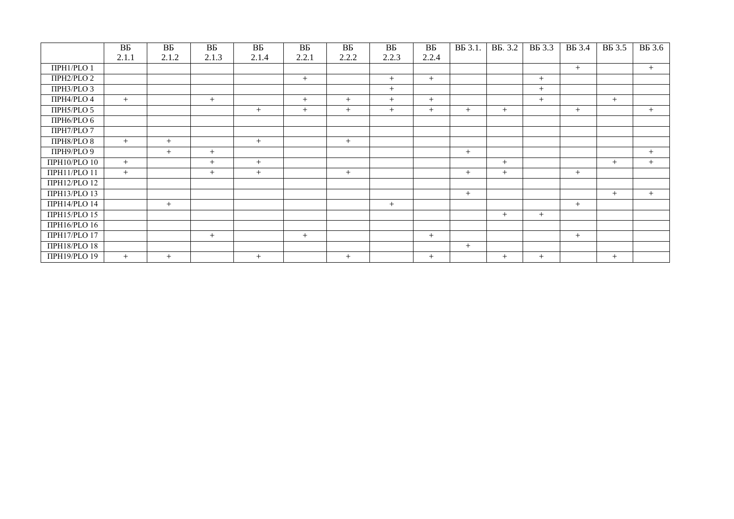| | ВБ 2.1.1 | ВБ 2.1.2 | ВБ 2.1.3 | ВБ 2.1.4 | ВБ 2.2.1 | ВБ 2.2.2 | ВБ 2.2.3 | ВБ 2.2.4 | ВБ 3.1. | ВБ. 3.2 | ВБ 3.3 | ВБ 3.4 | ВБ 3.5 | ВБ 3.6 |
|---|---|---|---|---|---|---|---|---|---|---|---|---|---|---|
| ПРН1/PLO 1 | | | | | | | | | | | | + | | + |
| ПРН2/PLO 2 | | | | | + | | + | + | | | + | | | |
| ПРН3/PLO 3 | | | | | | | + | | | | + | | | |
| ПРН4/PLO 4 | + | | + | | + | + | + | + | | | + | | + | |
| ПРН5/PLO 5 | | | | + | + | + | + | + | + | + | | + | | + |
| ПРН6/PLO 6 | | | | | | | | | | | | | | |
| ПРН7/PLO 7 | | | | | | | | | | | | | | |
| ПРН8/PLO 8 | + | + | | + | | + | | | | | | | | |
| ПРН9/PLO 9 | | + | + | | | | | | + | | | | | + |
| ПРН10/PLO 10 | + | | + | + | | | | | | + | | | + | + |
| ПРН11/PLO 11 | + | | + | + | | + | | | + | + | | + | | |
| ПРН12/PLO 12 | | | | | | | | | | | | | | |
| ПРН13/PLO 13 | | | | | | | | | + | | | | + | + |
| ПРН14/PLO 14 | | + | | | | | + | | | | | + | | |
| ПРН15/PLO 15 | | | | | | | | | | + | + | | | |
| ПРН16/PLO 16 | | | | | | | | | | | | | | |
| ПРН17/PLO 17 | | | + | | + | | | + | | | | + | | |
| ПРН18/PLO 18 | | | | | | | | | + | | | | | |
| ПРН19/PLO 19 | + | + | | + | | + | | + | | + | + | | + | |